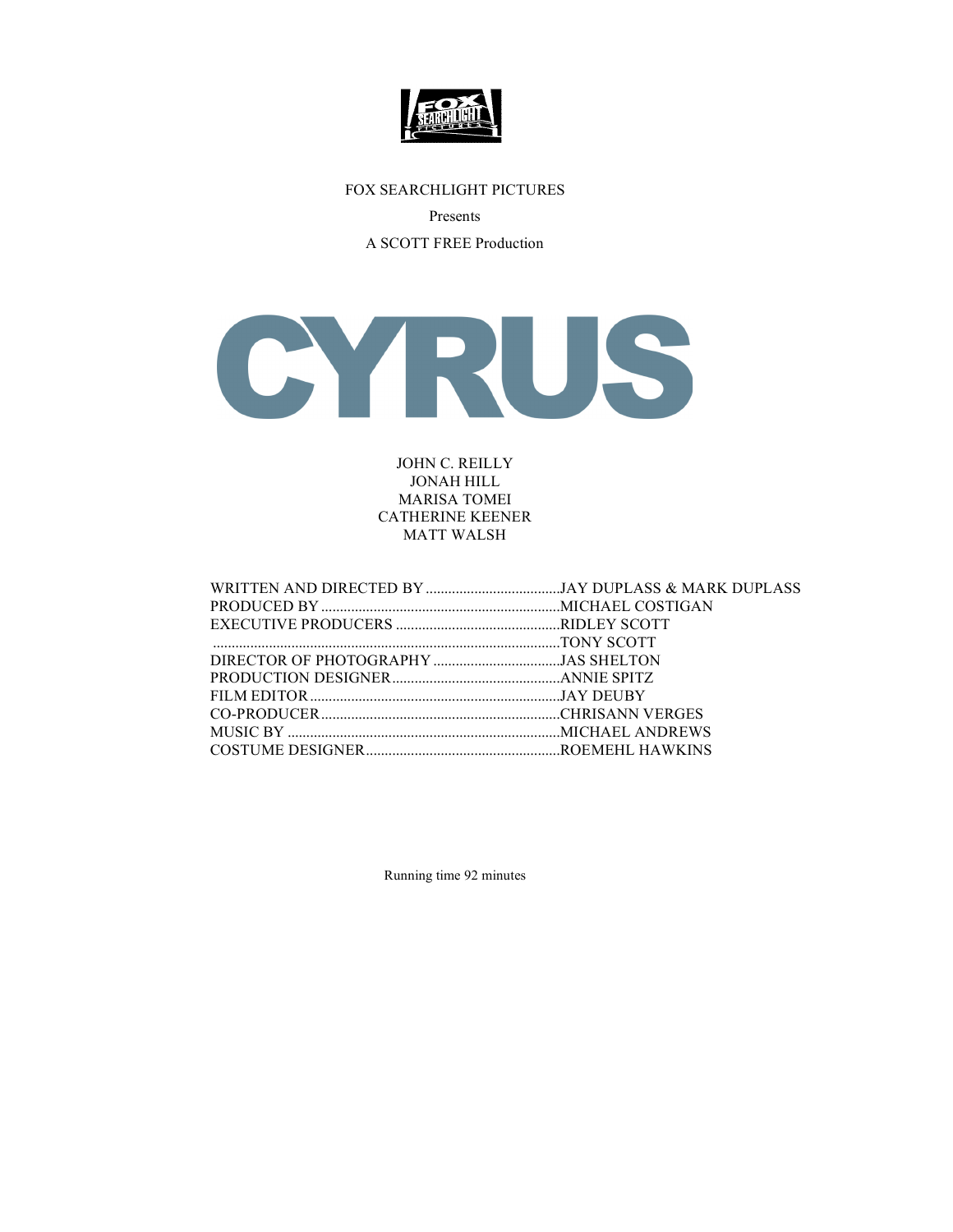FOX SEARCHLIGHT PICTURES

Presents

A SCOTT FREE Production

# CYRUS

JOHN C. REILLY
JONAH HILL
MARISA TOMEI
CATHERINE KEENER
MATT WALSH

WRITTEN AND DIRECTED BY ....................................JAY DUPLASS & MARK DUPLASS
PRODUCED BY ...............................................................MICHAEL COSTIGAN
EXECUTIVE PRODUCERS ............................................RIDLEY SCOTT
.............................................................................................TONY SCOTT
DIRECTOR OF PHOTOGRAPHY ..................................JAS SHELTON
PRODUCTION DESIGNER.............................................ANNIE SPITZ
FILM EDITOR ..................................................................JAY DEUBY
CO-PRODUCER...............................................................CHRISANN VERGES
MUSIC BY ........................................................................MICHAEL ANDREWS
COSTUME DESIGNER....................................................ROEMEHL HAWKINS

Running time 92 minutes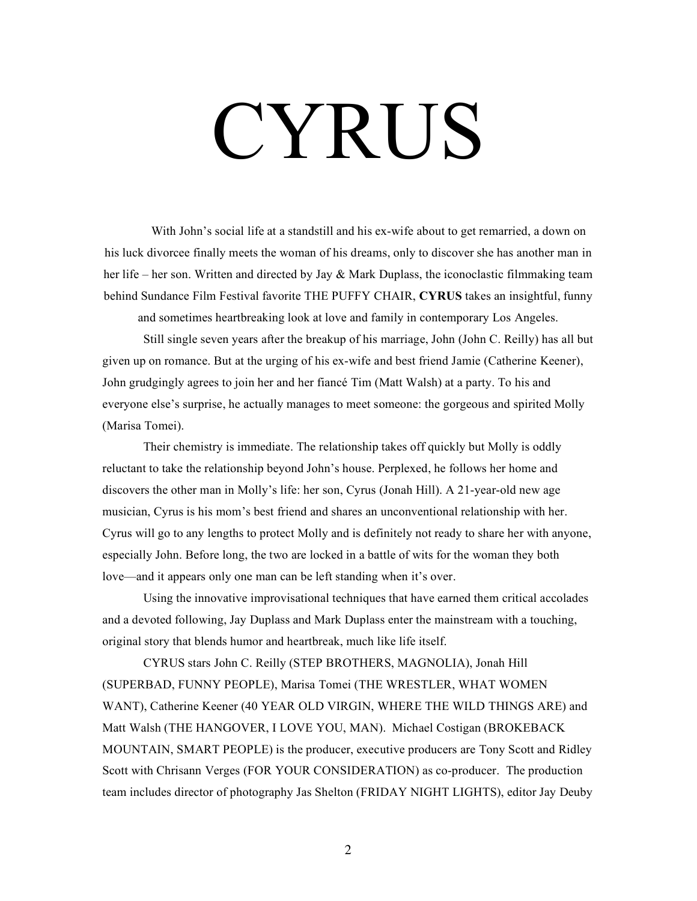# CYRUS

With John's social life at a standstill and his ex-wife about to get remarried, a down on his luck divorcee finally meets the woman of his dreams, only to discover she has another man in her life – her son. Written and directed by Jay & Mark Duplass, the iconoclastic filmmaking team behind Sundance Film Festival favorite THE PUFFY CHAIR, **CYRUS** takes an insightful, funny and sometimes heartbreaking look at love and family in contemporary Los Angeles.

Still single seven years after the breakup of his marriage, John (John C. Reilly) has all but given up on romance. But at the urging of his ex-wife and best friend Jamie (Catherine Keener), John grudgingly agrees to join her and her fiancé Tim (Matt Walsh) at a party. To his and everyone else's surprise, he actually manages to meet someone: the gorgeous and spirited Molly (Marisa Tomei).

Their chemistry is immediate. The relationship takes off quickly but Molly is oddly reluctant to take the relationship beyond John's house. Perplexed, he follows her home and discovers the other man in Molly's life: her son, Cyrus (Jonah Hill). A 21-year-old new age musician, Cyrus is his mom's best friend and shares an unconventional relationship with her. Cyrus will go to any lengths to protect Molly and is definitely not ready to share her with anyone, especially John. Before long, the two are locked in a battle of wits for the woman they both love—and it appears only one man can be left standing when it's over.

Using the innovative improvisational techniques that have earned them critical accolades and a devoted following, Jay Duplass and Mark Duplass enter the mainstream with a touching, original story that blends humor and heartbreak, much like life itself.

CYRUS stars John C. Reilly (STEP BROTHERS, MAGNOLIA), Jonah Hill (SUPERBAD, FUNNY PEOPLE), Marisa Tomei (THE WRESTLER, WHAT WOMEN WANT), Catherine Keener (40 YEAR OLD VIRGIN, WHERE THE WILD THINGS ARE) and Matt Walsh (THE HANGOVER, I LOVE YOU, MAN). Michael Costigan (BROKEBACK MOUNTAIN, SMART PEOPLE) is the producer, executive producers are Tony Scott and Ridley Scott with Chrisann Verges (FOR YOUR CONSIDERATION) as co-producer. The production team includes director of photography Jas Shelton (FRIDAY NIGHT LIGHTS), editor Jay Deuby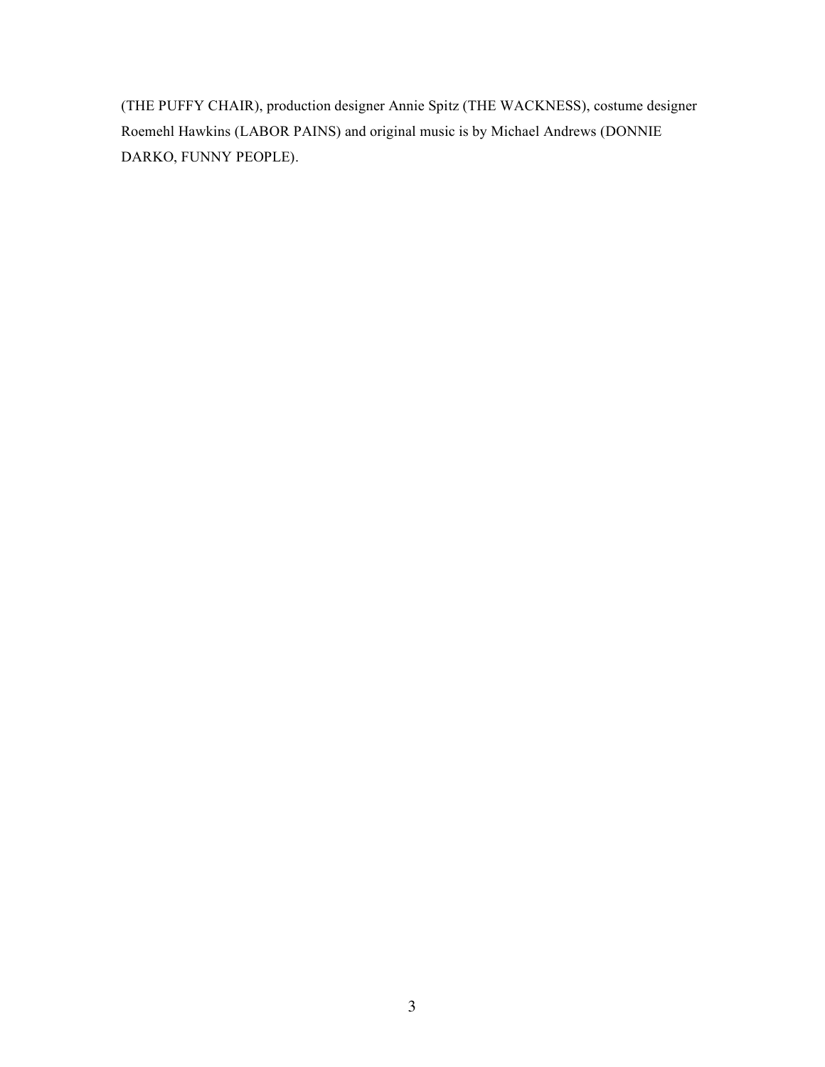(THE PUFFY CHAIR), production designer Annie Spitz (THE WACKNESS), costume designer Roemehl Hawkins (LABOR PAINS) and original music is by Michael Andrews (DONNIE DARKO, FUNNY PEOPLE).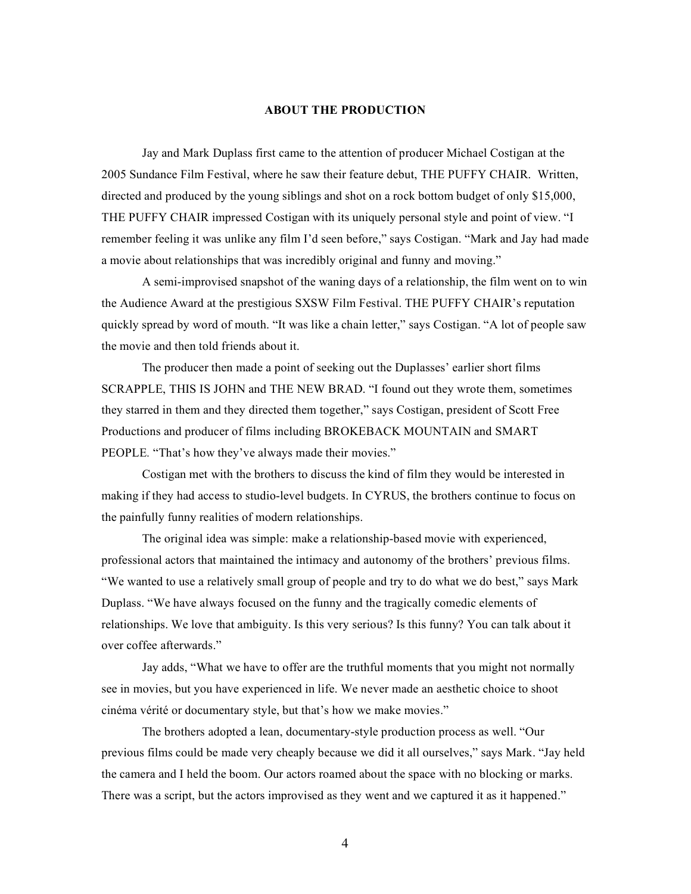# ABOUT THE PRODUCTION

Jay and Mark Duplass first came to the attention of producer Michael Costigan at the 2005 Sundance Film Festival, where he saw their feature debut, THE PUFFY CHAIR. Written, directed and produced by the young siblings and shot on a rock bottom budget of only $15,000, THE PUFFY CHAIR impressed Costigan with its uniquely personal style and point of view. "I remember feeling it was unlike any film I'd seen before," says Costigan. "Mark and Jay had made a movie about relationships that was incredibly original and funny and moving."

A semi-improvised snapshot of the waning days of a relationship, the film went on to win the Audience Award at the prestigious SXSW Film Festival. THE PUFFY CHAIR's reputation quickly spread by word of mouth. "It was like a chain letter," says Costigan. "A lot of people saw the movie and then told friends about it.

The producer then made a point of seeking out the Duplasses' earlier short films SCRAPPLE, THIS IS JOHN and THE NEW BRAD. "I found out they wrote them, sometimes they starred in them and they directed them together," says Costigan, president of Scott Free Productions and producer of films including BROKEBACK MOUNTAIN and SMART PEOPLE. "That's how they've always made their movies."

Costigan met with the brothers to discuss the kind of film they would be interested in making if they had access to studio-level budgets. In CYRUS, the brothers continue to focus on the painfully funny realities of modern relationships.

The original idea was simple: make a relationship-based movie with experienced, professional actors that maintained the intimacy and autonomy of the brothers' previous films. "We wanted to use a relatively small group of people and try to do what we do best," says Mark Duplass. "We have always focused on the funny and the tragically comedic elements of relationships. We love that ambiguity. Is this very serious? Is this funny? You can talk about it over coffee afterwards."

Jay adds, "What we have to offer are the truthful moments that you might not normally see in movies, but you have experienced in life. We never made an aesthetic choice to shoot cinéma vérité or documentary style, but that's how we make movies."

The brothers adopted a lean, documentary-style production process as well. "Our previous films could be made very cheaply because we did it all ourselves," says Mark. "Jay held the camera and I held the boom. Our actors roamed about the space with no blocking or marks. There was a script, but the actors improvised as they went and we captured it as it happened."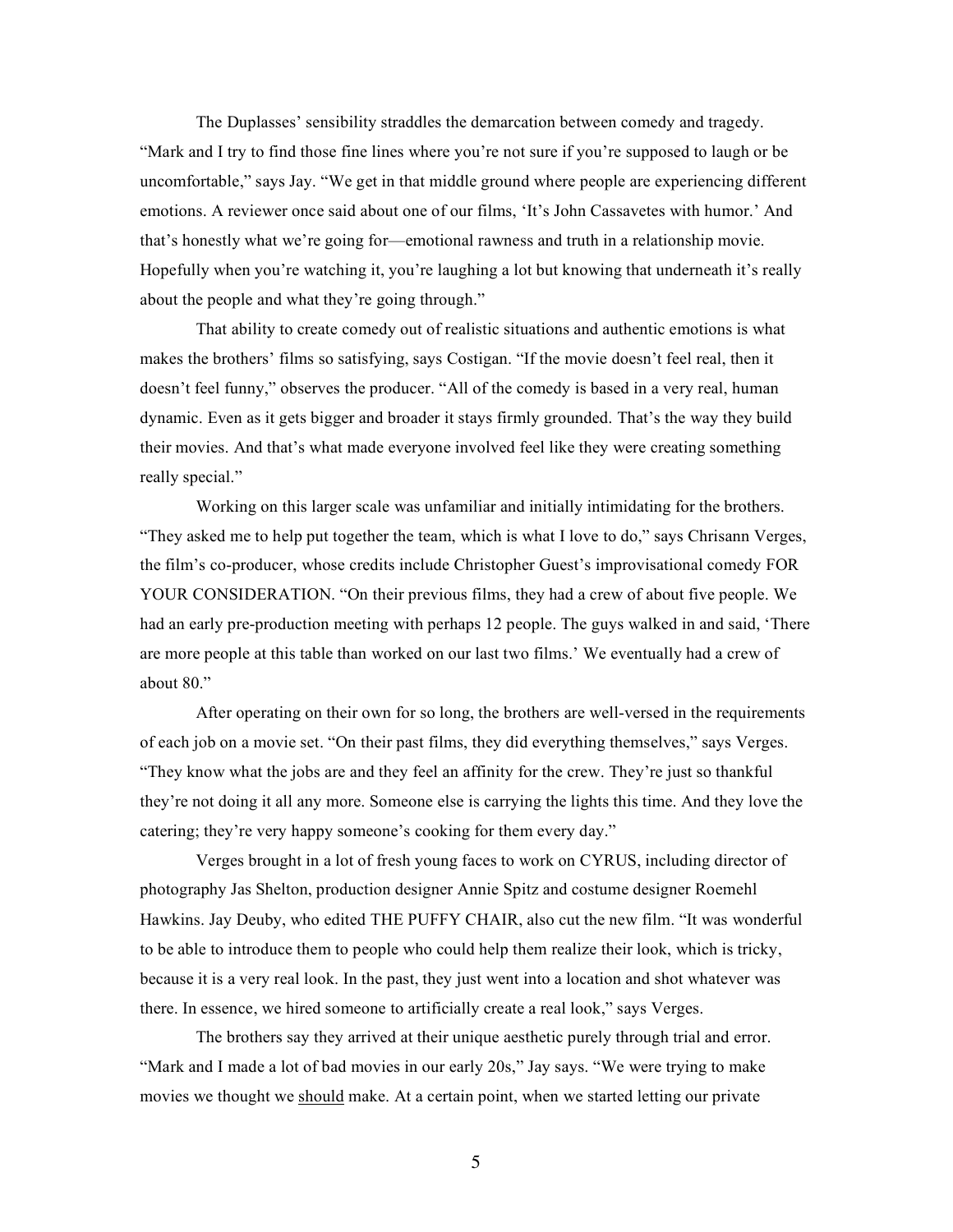The Duplasses' sensibility straddles the demarcation between comedy and tragedy. "Mark and I try to find those fine lines where you're not sure if you're supposed to laugh or be uncomfortable," says Jay. "We get in that middle ground where people are experiencing different emotions. A reviewer once said about one of our films, 'It's John Cassavetes with humor.' And that's honestly what we're going for—emotional rawness and truth in a relationship movie. Hopefully when you're watching it, you're laughing a lot but knowing that underneath it's really about the people and what they're going through."

That ability to create comedy out of realistic situations and authentic emotions is what makes the brothers' films so satisfying, says Costigan. "If the movie doesn't feel real, then it doesn't feel funny," observes the producer. "All of the comedy is based in a very real, human dynamic. Even as it gets bigger and broader it stays firmly grounded. That's the way they build their movies. And that's what made everyone involved feel like they were creating something really special."

Working on this larger scale was unfamiliar and initially intimidating for the brothers. "They asked me to help put together the team, which is what I love to do," says Chrisann Verges, the film's co-producer, whose credits include Christopher Guest's improvisational comedy FOR YOUR CONSIDERATION. "On their previous films, they had a crew of about five people. We had an early pre-production meeting with perhaps 12 people. The guys walked in and said, 'There are more people at this table than worked on our last two films.' We eventually had a crew of about 80."

After operating on their own for so long, the brothers are well-versed in the requirements of each job on a movie set. "On their past films, they did everything themselves," says Verges. "They know what the jobs are and they feel an affinity for the crew. They're just so thankful they're not doing it all any more. Someone else is carrying the lights this time. And they love the catering; they're very happy someone's cooking for them every day."

Verges brought in a lot of fresh young faces to work on CYRUS, including director of photography Jas Shelton, production designer Annie Spitz and costume designer Roemehl Hawkins. Jay Deuby, who edited THE PUFFY CHAIR, also cut the new film. "It was wonderful to be able to introduce them to people who could help them realize their look, which is tricky, because it is a very real look. In the past, they just went into a location and shot whatever was there. In essence, we hired someone to artificially create a real look," says Verges.

The brothers say they arrived at their unique aesthetic purely through trial and error. "Mark and I made a lot of bad movies in our early 20s," Jay says. "We were trying to make movies we thought we <u>should</u> make. At a certain point, when we started letting our private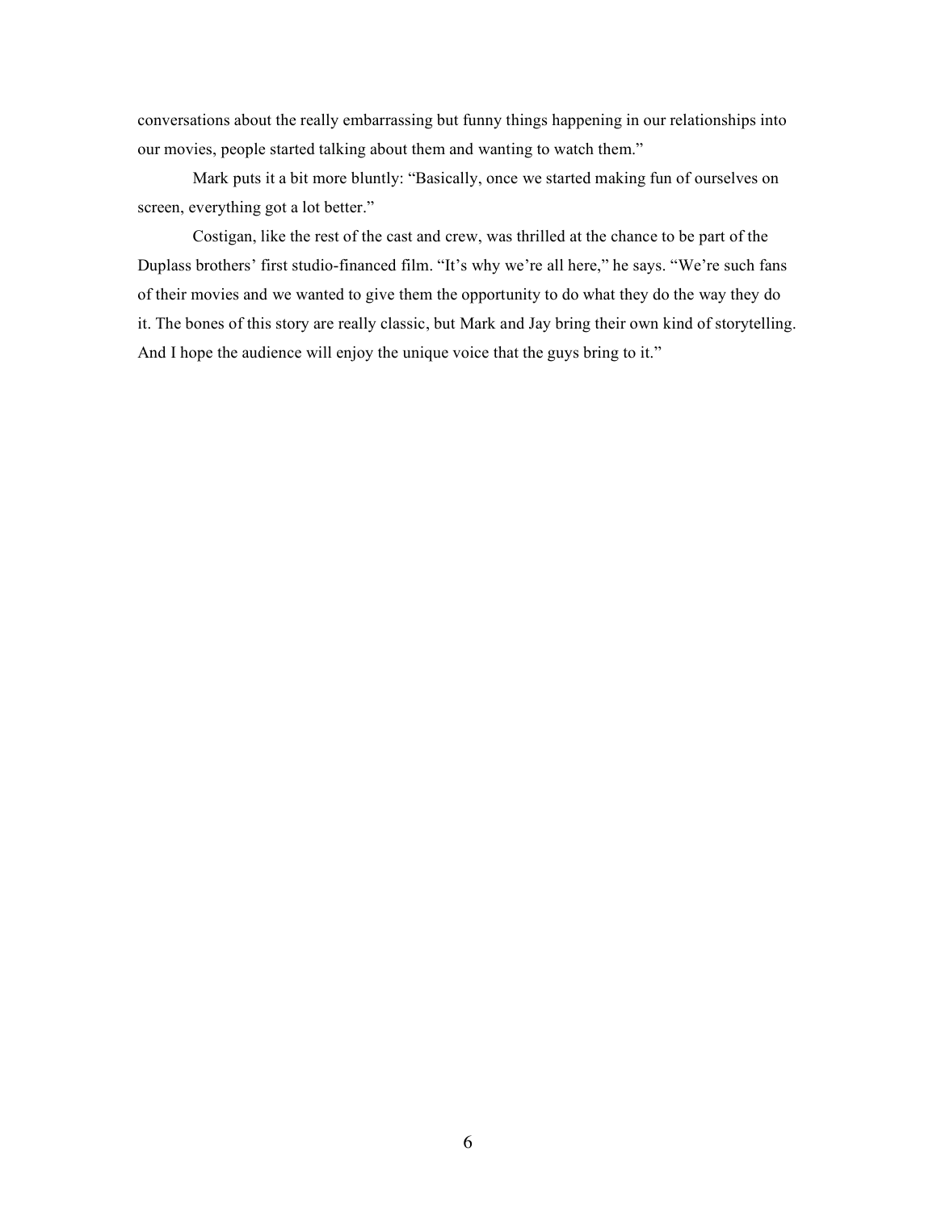conversations about the really embarrassing but funny things happening in our relationships into our movies, people started talking about them and wanting to watch them."

Mark puts it a bit more bluntly: "Basically, once we started making fun of ourselves on screen, everything got a lot better."

Costigan, like the rest of the cast and crew, was thrilled at the chance to be part of the Duplass brothers' first studio-financed film. "It's why we're all here," he says. "We're such fans of their movies and we wanted to give them the opportunity to do what they do the way they do it. The bones of this story are really classic, but Mark and Jay bring their own kind of storytelling. And I hope the audience will enjoy the unique voice that the guys bring to it."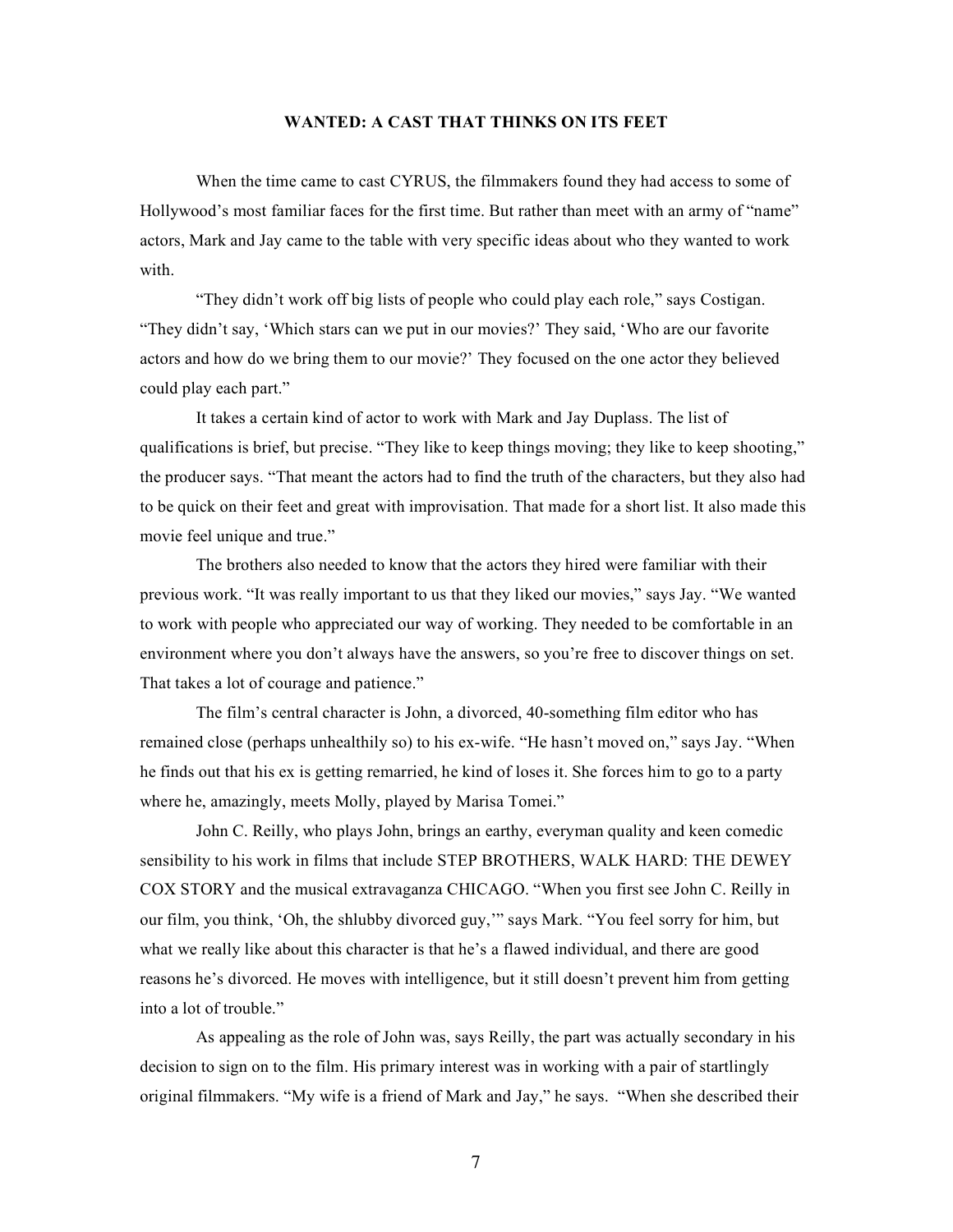## WANTED: A CAST THAT THINKS ON ITS FEET

When the time came to cast CYRUS, the filmmakers found they had access to some of Hollywood's most familiar faces for the first time. But rather than meet with an army of "name" actors, Mark and Jay came to the table with very specific ideas about who they wanted to work with.

"They didn't work off big lists of people who could play each role," says Costigan. "They didn't say, 'Which stars can we put in our movies?' They said, 'Who are our favorite actors and how do we bring them to our movie?' They focused on the one actor they believed could play each part."

It takes a certain kind of actor to work with Mark and Jay Duplass. The list of qualifications is brief, but precise. "They like to keep things moving; they like to keep shooting," the producer says. "That meant the actors had to find the truth of the characters, but they also had to be quick on their feet and great with improvisation. That made for a short list. It also made this movie feel unique and true."

The brothers also needed to know that the actors they hired were familiar with their previous work. "It was really important to us that they liked our movies," says Jay. "We wanted to work with people who appreciated our way of working. They needed to be comfortable in an environment where you don't always have the answers, so you're free to discover things on set. That takes a lot of courage and patience."

The film's central character is John, a divorced, 40-something film editor who has remained close (perhaps unhealthily so) to his ex-wife. "He hasn't moved on," says Jay. "When he finds out that his ex is getting remarried, he kind of loses it. She forces him to go to a party where he, amazingly, meets Molly, played by Marisa Tomei."

John C. Reilly, who plays John, brings an earthy, everyman quality and keen comedic sensibility to his work in films that include STEP BROTHERS, WALK HARD: THE DEWEY COX STORY and the musical extravaganza CHICAGO. "When you first see John C. Reilly in our film, you think, 'Oh, the shlubby divorced guy,'" says Mark. "You feel sorry for him, but what we really like about this character is that he's a flawed individual, and there are good reasons he's divorced. He moves with intelligence, but it still doesn't prevent him from getting into a lot of trouble."

As appealing as the role of John was, says Reilly, the part was actually secondary in his decision to sign on to the film. His primary interest was in working with a pair of startlingly original filmmakers. "My wife is a friend of Mark and Jay," he says. "When she described their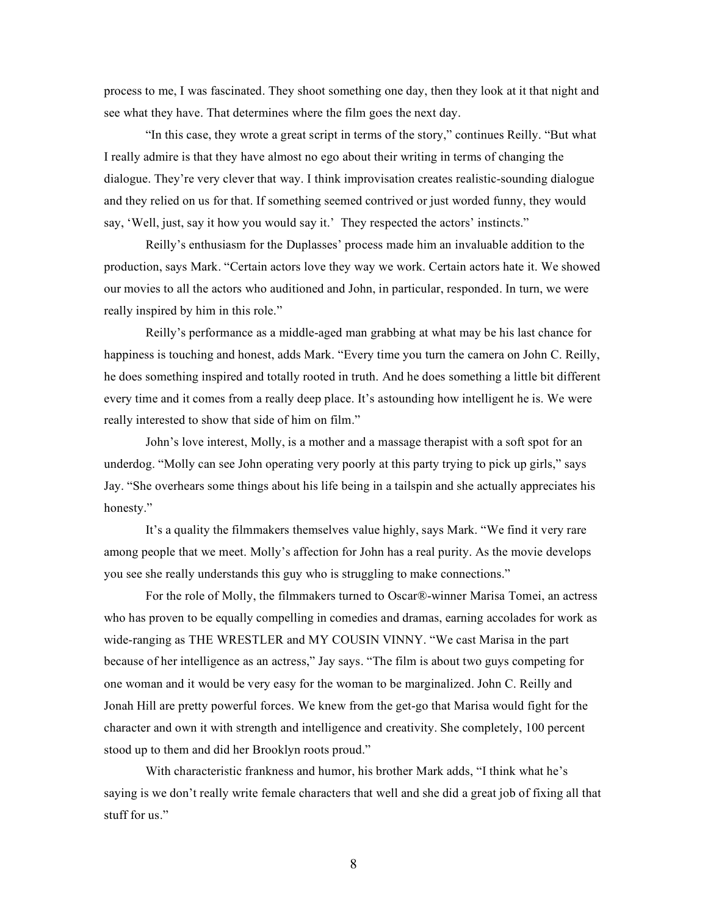process to me, I was fascinated. They shoot something one day, then they look at it that night and see what they have. That determines where the film goes the next day.

"In this case, they wrote a great script in terms of the story," continues Reilly. "But what I really admire is that they have almost no ego about their writing in terms of changing the dialogue. They're very clever that way. I think improvisation creates realistic-sounding dialogue and they relied on us for that. If something seemed contrived or just worded funny, they would say, 'Well, just, say it how you would say it.' They respected the actors' instincts."

Reilly's enthusiasm for the Duplasses' process made him an invaluable addition to the production, says Mark. "Certain actors love they way we work. Certain actors hate it. We showed our movies to all the actors who auditioned and John, in particular, responded. In turn, we were really inspired by him in this role."

Reilly's performance as a middle-aged man grabbing at what may be his last chance for happiness is touching and honest, adds Mark. "Every time you turn the camera on John C. Reilly, he does something inspired and totally rooted in truth. And he does something a little bit different every time and it comes from a really deep place. It's astounding how intelligent he is. We were really interested to show that side of him on film."

John's love interest, Molly, is a mother and a massage therapist with a soft spot for an underdog. "Molly can see John operating very poorly at this party trying to pick up girls," says Jay. "She overhears some things about his life being in a tailspin and she actually appreciates his honesty."

It's a quality the filmmakers themselves value highly, says Mark. "We find it very rare among people that we meet. Molly's affection for John has a real purity. As the movie develops you see she really understands this guy who is struggling to make connections."

For the role of Molly, the filmmakers turned to Oscar®-winner Marisa Tomei, an actress who has proven to be equally compelling in comedies and dramas, earning accolades for work as wide-ranging as THE WRESTLER and MY COUSIN VINNY. "We cast Marisa in the part because of her intelligence as an actress," Jay says. "The film is about two guys competing for one woman and it would be very easy for the woman to be marginalized. John C. Reilly and Jonah Hill are pretty powerful forces. We knew from the get-go that Marisa would fight for the character and own it with strength and intelligence and creativity. She completely, 100 percent stood up to them and did her Brooklyn roots proud."

With characteristic frankness and humor, his brother Mark adds, "I think what he's saying is we don't really write female characters that well and she did a great job of fixing all that stuff for us."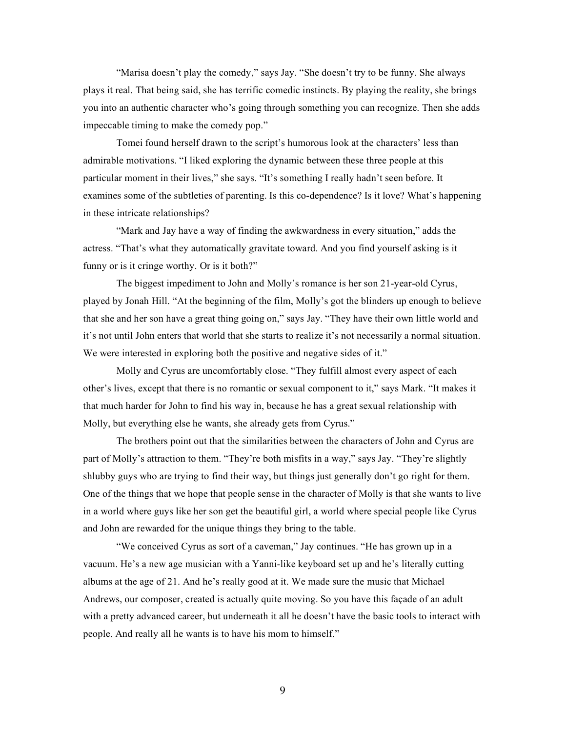"Marisa doesn't play the comedy," says Jay. "She doesn't try to be funny. She always plays it real. That being said, she has terrific comedic instincts. By playing the reality, she brings you into an authentic character who's going through something you can recognize. Then she adds impeccable timing to make the comedy pop."

Tomei found herself drawn to the script's humorous look at the characters' less than admirable motivations. "I liked exploring the dynamic between these three people at this particular moment in their lives," she says. "It's something I really hadn't seen before. It examines some of the subtleties of parenting. Is this co-dependence? Is it love? What's happening in these intricate relationships?

"Mark and Jay have a way of finding the awkwardness in every situation," adds the actress. "That's what they automatically gravitate toward. And you find yourself asking is it funny or is it cringe worthy. Or is it both?"

The biggest impediment to John and Molly's romance is her son 21-year-old Cyrus, played by Jonah Hill. "At the beginning of the film, Molly's got the blinders up enough to believe that she and her son have a great thing going on," says Jay. "They have their own little world and it's not until John enters that world that she starts to realize it's not necessarily a normal situation. We were interested in exploring both the positive and negative sides of it."

Molly and Cyrus are uncomfortably close. "They fulfill almost every aspect of each other's lives, except that there is no romantic or sexual component to it," says Mark. "It makes it that much harder for John to find his way in, because he has a great sexual relationship with Molly, but everything else he wants, she already gets from Cyrus."

The brothers point out that the similarities between the characters of John and Cyrus are part of Molly's attraction to them. "They're both misfits in a way," says Jay. "They're slightly shlubby guys who are trying to find their way, but things just generally don't go right for them. One of the things that we hope that people sense in the character of Molly is that she wants to live in a world where guys like her son get the beautiful girl, a world where special people like Cyrus and John are rewarded for the unique things they bring to the table.

"We conceived Cyrus as sort of a caveman," Jay continues. "He has grown up in a vacuum. He's a new age musician with a Yanni-like keyboard set up and he's literally cutting albums at the age of 21. And he's really good at it. We made sure the music that Michael Andrews, our composer, created is actually quite moving. So you have this façade of an adult with a pretty advanced career, but underneath it all he doesn't have the basic tools to interact with people. And really all he wants is to have his mom to himself."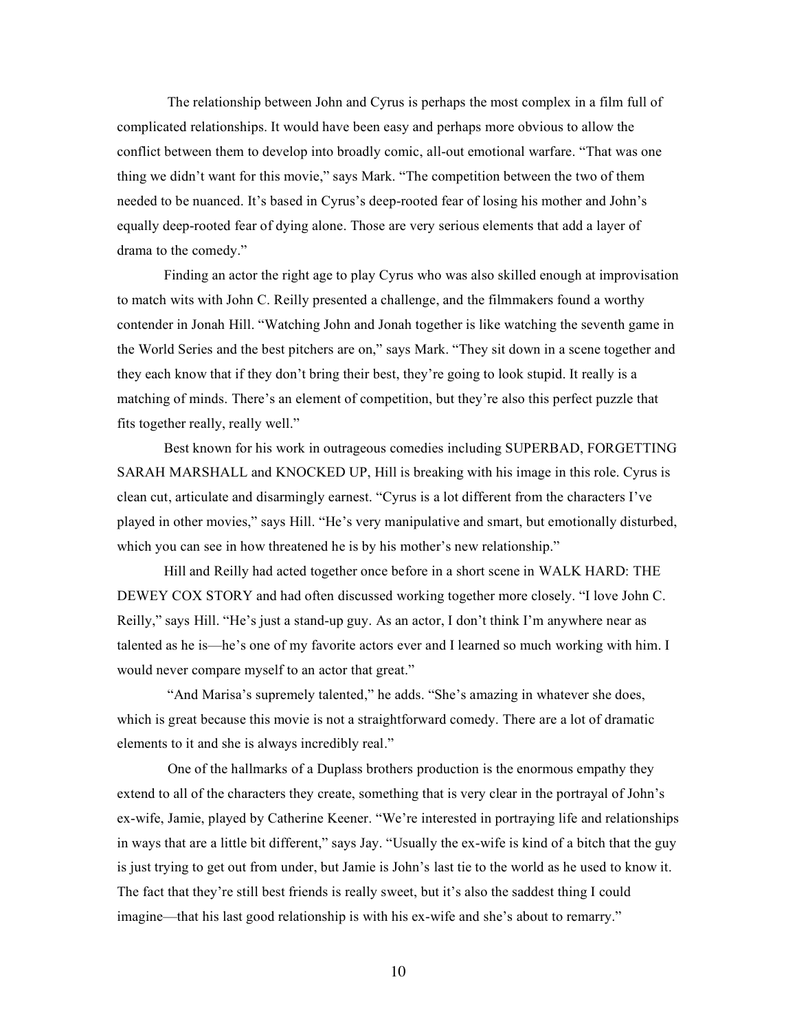The relationship between John and Cyrus is perhaps the most complex in a film full of complicated relationships. It would have been easy and perhaps more obvious to allow the conflict between them to develop into broadly comic, all-out emotional warfare. "That was one thing we didn't want for this movie," says Mark. "The competition between the two of them needed to be nuanced. It's based in Cyrus's deep-rooted fear of losing his mother and John's equally deep-rooted fear of dying alone. Those are very serious elements that add a layer of drama to the comedy."

Finding an actor the right age to play Cyrus who was also skilled enough at improvisation to match wits with John C. Reilly presented a challenge, and the filmmakers found a worthy contender in Jonah Hill. "Watching John and Jonah together is like watching the seventh game in the World Series and the best pitchers are on," says Mark. "They sit down in a scene together and they each know that if they don't bring their best, they're going to look stupid. It really is a matching of minds. There's an element of competition, but they're also this perfect puzzle that fits together really, really well."

Best known for his work in outrageous comedies including SUPERBAD, FORGETTING SARAH MARSHALL and KNOCKED UP, Hill is breaking with his image in this role. Cyrus is clean cut, articulate and disarmingly earnest. "Cyrus is a lot different from the characters I've played in other movies," says Hill. "He's very manipulative and smart, but emotionally disturbed, which you can see in how threatened he is by his mother's new relationship."

Hill and Reilly had acted together once before in a short scene in WALK HARD: THE DEWEY COX STORY and had often discussed working together more closely. "I love John C. Reilly," says Hill. "He's just a stand-up guy. As an actor, I don't think I'm anywhere near as talented as he is—he's one of my favorite actors ever and I learned so much working with him. I would never compare myself to an actor that great."

"And Marisa's supremely talented," he adds. "She's amazing in whatever she does, which is great because this movie is not a straightforward comedy. There are a lot of dramatic elements to it and she is always incredibly real."

One of the hallmarks of a Duplass brothers production is the enormous empathy they extend to all of the characters they create, something that is very clear in the portrayal of John's ex-wife, Jamie, played by Catherine Keener. "We're interested in portraying life and relationships in ways that are a little bit different," says Jay. "Usually the ex-wife is kind of a bitch that the guy is just trying to get out from under, but Jamie is John's last tie to the world as he used to know it. The fact that they're still best friends is really sweet, but it's also the saddest thing I could imagine—that his last good relationship is with his ex-wife and she's about to remarry."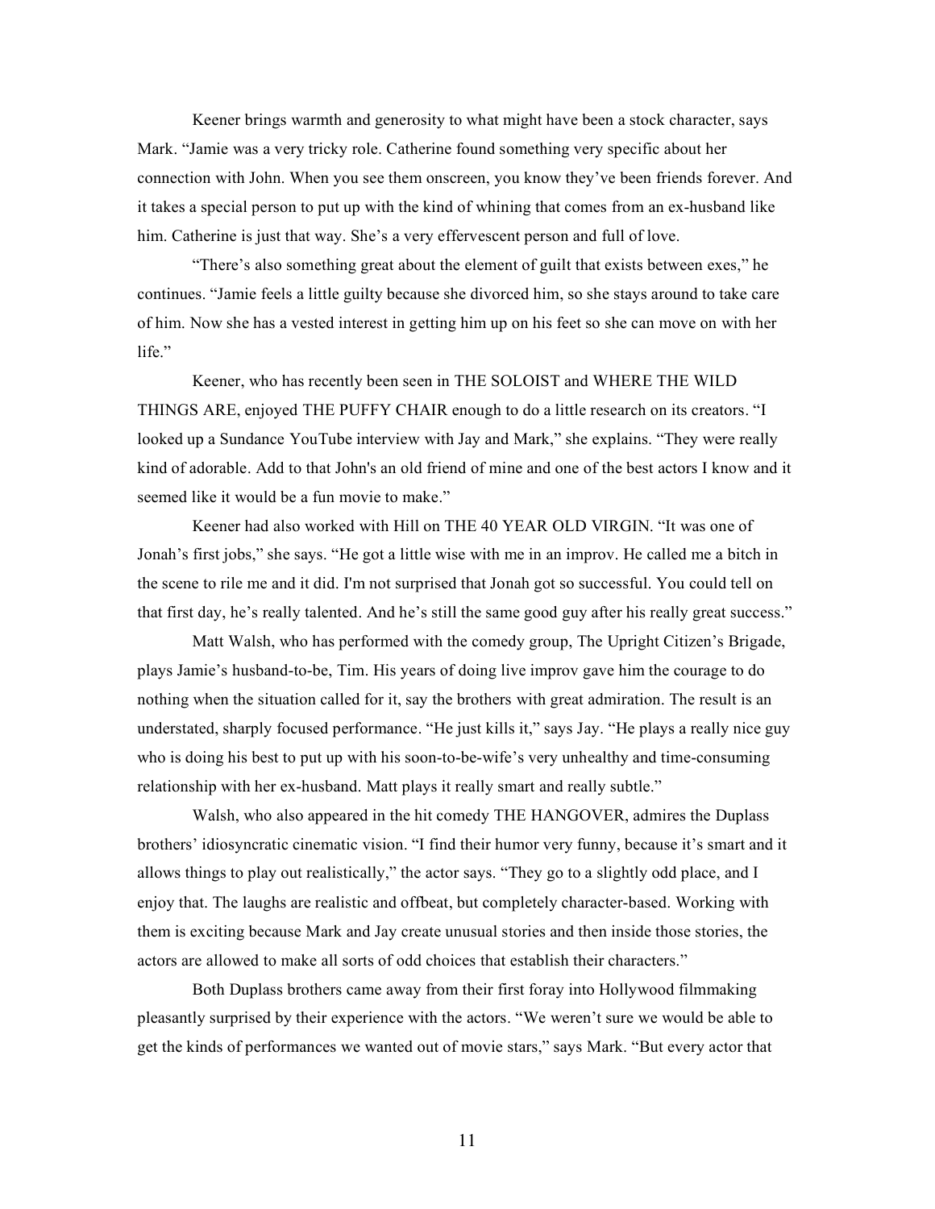Keener brings warmth and generosity to what might have been a stock character, says Mark. "Jamie was a very tricky role. Catherine found something very specific about her connection with John. When you see them onscreen, you know they've been friends forever. And it takes a special person to put up with the kind of whining that comes from an ex-husband like him. Catherine is just that way. She's a very effervescent person and full of love.

"There's also something great about the element of guilt that exists between exes," he continues. "Jamie feels a little guilty because she divorced him, so she stays around to take care of him. Now she has a vested interest in getting him up on his feet so she can move on with her life."

Keener, who has recently been seen in THE SOLOIST and WHERE THE WILD THINGS ARE, enjoyed THE PUFFY CHAIR enough to do a little research on its creators. "I looked up a Sundance YouTube interview with Jay and Mark," she explains. "They were really kind of adorable. Add to that John's an old friend of mine and one of the best actors I know and it seemed like it would be a fun movie to make."

Keener had also worked with Hill on THE 40 YEAR OLD VIRGIN. "It was one of Jonah's first jobs," she says. "He got a little wise with me in an improv. He called me a bitch in the scene to rile me and it did. I'm not surprised that Jonah got so successful. You could tell on that first day, he's really talented. And he's still the same good guy after his really great success."

Matt Walsh, who has performed with the comedy group, The Upright Citizen's Brigade, plays Jamie's husband-to-be, Tim. His years of doing live improv gave him the courage to do nothing when the situation called for it, say the brothers with great admiration. The result is an understated, sharply focused performance. "He just kills it," says Jay. "He plays a really nice guy who is doing his best to put up with his soon-to-be-wife's very unhealthy and time-consuming relationship with her ex-husband. Matt plays it really smart and really subtle."

Walsh, who also appeared in the hit comedy THE HANGOVER, admires the Duplass brothers' idiosyncratic cinematic vision. "I find their humor very funny, because it's smart and it allows things to play out realistically," the actor says. "They go to a slightly odd place, and I enjoy that. The laughs are realistic and offbeat, but completely character-based. Working with them is exciting because Mark and Jay create unusual stories and then inside those stories, the actors are allowed to make all sorts of odd choices that establish their characters."

Both Duplass brothers came away from their first foray into Hollywood filmmaking pleasantly surprised by their experience with the actors. "We weren't sure we would be able to get the kinds of performances we wanted out of movie stars," says Mark. "But every actor that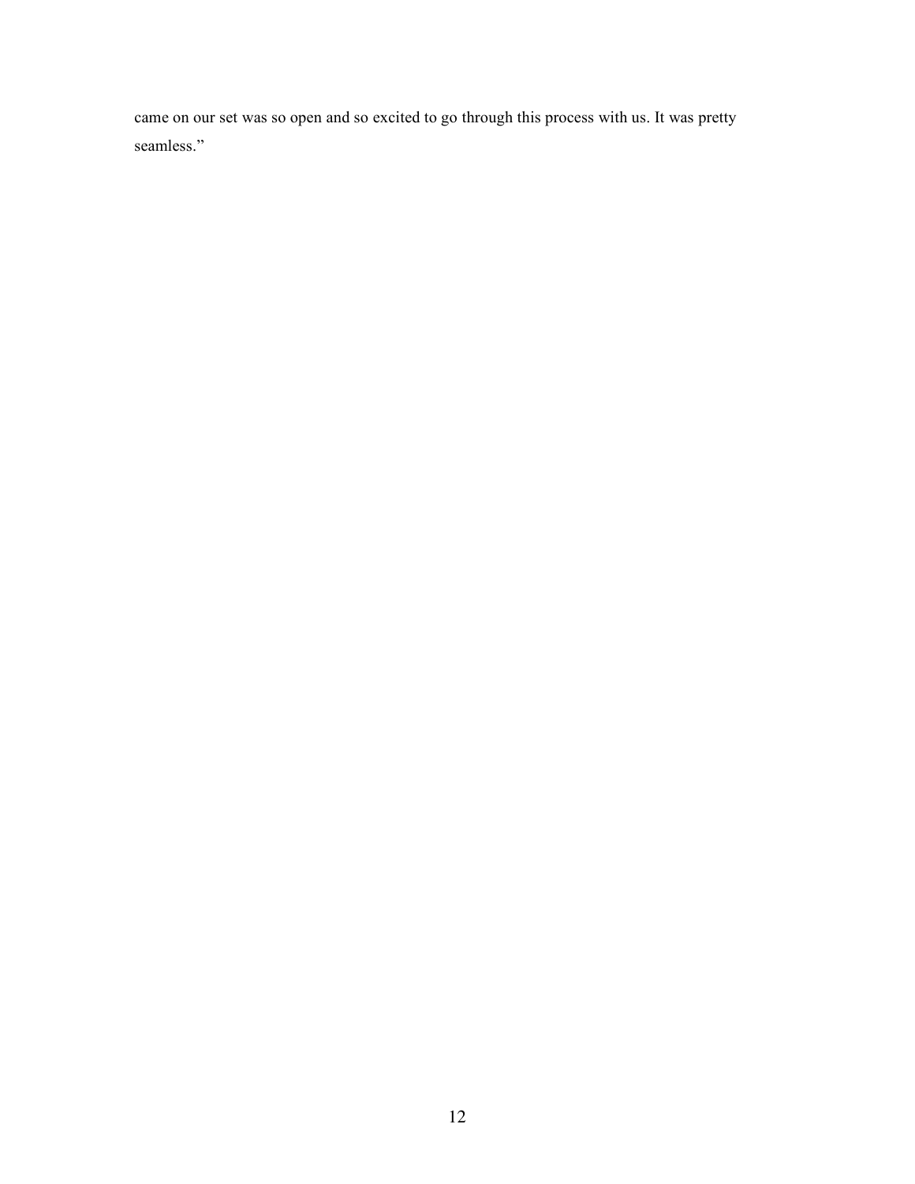came on our set was so open and so excited to go through this process with us. It was pretty seamless."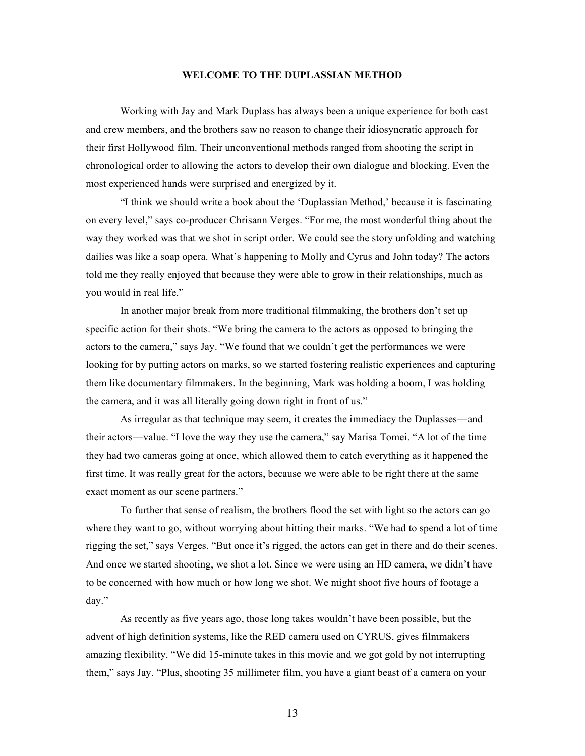**WELCOME TO THE DUPLASSIAN METHOD**

Working with Jay and Mark Duplass has always been a unique experience for both cast and crew members, and the brothers saw no reason to change their idiosyncratic approach for their first Hollywood film. Their unconventional methods ranged from shooting the script in chronological order to allowing the actors to develop their own dialogue and blocking. Even the most experienced hands were surprised and energized by it.

"I think we should write a book about the 'Duplassian Method,' because it is fascinating on every level," says co-producer Chrisann Verges. "For me, the most wonderful thing about the way they worked was that we shot in script order. We could see the story unfolding and watching dailies was like a soap opera. What's happening to Molly and Cyrus and John today? The actors told me they really enjoyed that because they were able to grow in their relationships, much as you would in real life."

In another major break from more traditional filmmaking, the brothers don't set up specific action for their shots. "We bring the camera to the actors as opposed to bringing the actors to the camera," says Jay. "We found that we couldn't get the performances we were looking for by putting actors on marks, so we started fostering realistic experiences and capturing them like documentary filmmakers. In the beginning, Mark was holding a boom, I was holding the camera, and it was all literally going down right in front of us."

As irregular as that technique may seem, it creates the immediacy the Duplasses—and their actors—value. "I love the way they use the camera," say Marisa Tomei. "A lot of the time they had two cameras going at once, which allowed them to catch everything as it happened the first time. It was really great for the actors, because we were able to be right there at the same exact moment as our scene partners."

To further that sense of realism, the brothers flood the set with light so the actors can go where they want to go, without worrying about hitting their marks. "We had to spend a lot of time rigging the set," says Verges. "But once it's rigged, the actors can get in there and do their scenes. And once we started shooting, we shot a lot. Since we were using an HD camera, we didn't have to be concerned with how much or how long we shot. We might shoot five hours of footage a day."

As recently as five years ago, those long takes wouldn't have been possible, but the advent of high definition systems, like the RED camera used on CYRUS, gives filmmakers amazing flexibility. "We did 15-minute takes in this movie and we got gold by not interrupting them," says Jay. "Plus, shooting 35 millimeter film, you have a giant beast of a camera on your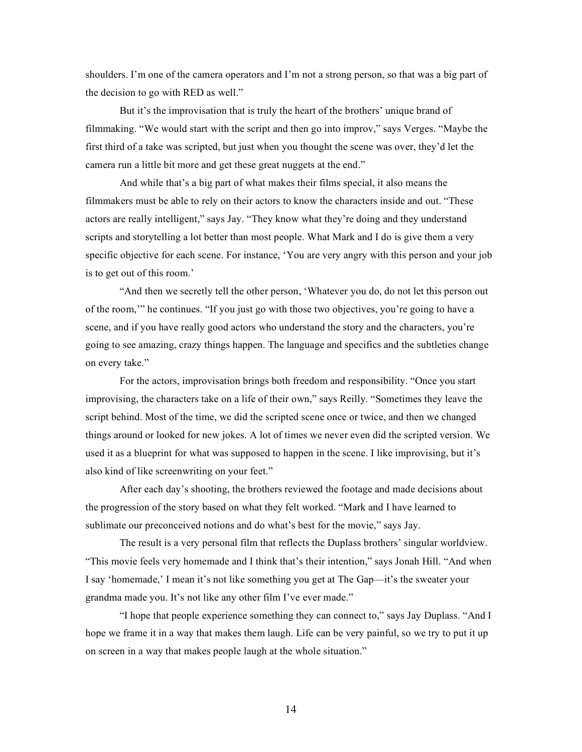shoulders. I'm one of the camera operators and I'm not a strong person, so that was a big part of the decision to go with RED as well."

But it's the improvisation that is truly the heart of the brothers' unique brand of filmmaking. "We would start with the script and then go into improv," says Verges. "Maybe the first third of a take was scripted, but just when you thought the scene was over, they'd let the camera run a little bit more and get these great nuggets at the end."

And while that's a big part of what makes their films special, it also means the filmmakers must be able to rely on their actors to know the characters inside and out. "These actors are really intelligent," says Jay. "They know what they're doing and they understand scripts and storytelling a lot better than most people. What Mark and I do is give them a very specific objective for each scene. For instance, 'You are very angry with this person and your job is to get out of this room.'

"And then we secretly tell the other person, 'Whatever you do, do not let this person out of the room,'" he continues. "If you just go with those two objectives, you're going to have a scene, and if you have really good actors who understand the story and the characters, you're going to see amazing, crazy things happen. The language and specifics and the subtleties change on every take."

For the actors, improvisation brings both freedom and responsibility. "Once you start improvising, the characters take on a life of their own," says Reilly. "Sometimes they leave the script behind. Most of the time, we did the scripted scene once or twice, and then we changed things around or looked for new jokes. A lot of times we never even did the scripted version. We used it as a blueprint for what was supposed to happen in the scene. I like improvising, but it's also kind of like screenwriting on your feet."

After each day's shooting, the brothers reviewed the footage and made decisions about the progression of the story based on what they felt worked. "Mark and I have learned to sublimate our preconceived notions and do what's best for the movie," says Jay.

The result is a very personal film that reflects the Duplass brothers' singular worldview. "This movie feels very homemade and I think that's their intention," says Jonah Hill. "And when I say 'homemade,' I mean it's not like something you get at The Gap—it's the sweater your grandma made you. It's not like any other film I've ever made."

"I hope that people experience something they can connect to," says Jay Duplass. "And I hope we frame it in a way that makes them laugh. Life can be very painful, so we try to put it up on screen in a way that makes people laugh at the whole situation."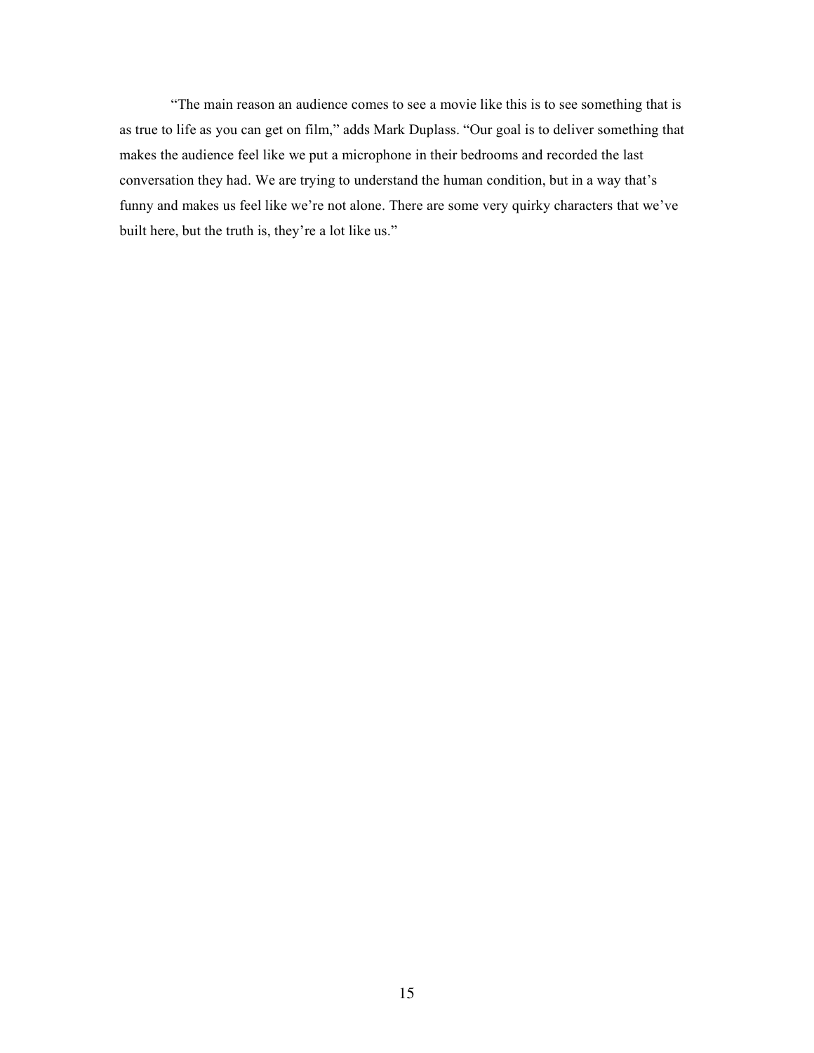"The main reason an audience comes to see a movie like this is to see something that is as true to life as you can get on film," adds Mark Duplass. "Our goal is to deliver something that makes the audience feel like we put a microphone in their bedrooms and recorded the last conversation they had. We are trying to understand the human condition, but in a way that's funny and makes us feel like we're not alone. There are some very quirky characters that we've built here, but the truth is, they're a lot like us."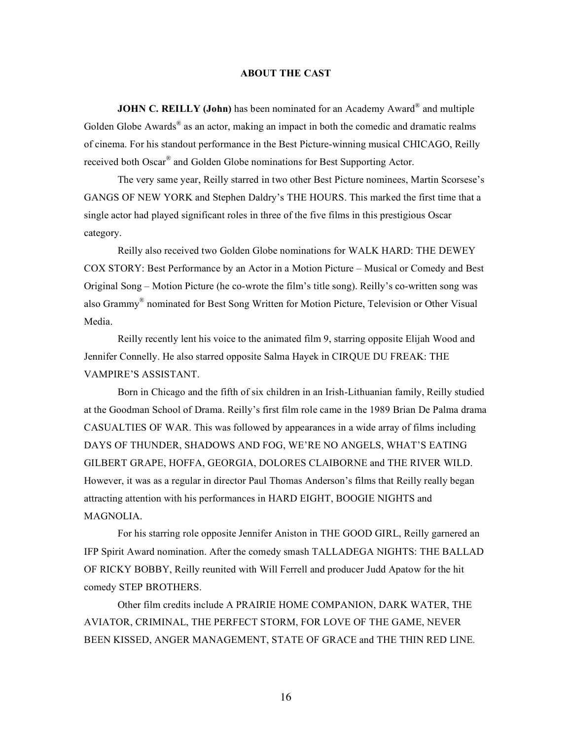## ABOUT THE CAST

**JOHN C. REILLY (John)** has been nominated for an Academy Award® and multiple Golden Globe Awards® as an actor, making an impact in both the comedic and dramatic realms of cinema. For his standout performance in the Best Picture-winning musical CHICAGO, Reilly received both Oscar® and Golden Globe nominations for Best Supporting Actor.

The very same year, Reilly starred in two other Best Picture nominees, Martin Scorsese's GANGS OF NEW YORK and Stephen Daldry's THE HOURS. This marked the first time that a single actor had played significant roles in three of the five films in this prestigious Oscar category.

Reilly also received two Golden Globe nominations for WALK HARD: THE DEWEY COX STORY: Best Performance by an Actor in a Motion Picture – Musical or Comedy and Best Original Song – Motion Picture (he co-wrote the film's title song). Reilly's co-written song was also Grammy® nominated for Best Song Written for Motion Picture, Television or Other Visual Media.

Reilly recently lent his voice to the animated film 9, starring opposite Elijah Wood and Jennifer Connelly. He also starred opposite Salma Hayek in CIRQUE DU FREAK: THE VAMPIRE'S ASSISTANT.

Born in Chicago and the fifth of six children in an Irish-Lithuanian family, Reilly studied at the Goodman School of Drama. Reilly's first film role came in the 1989 Brian De Palma drama CASUALTIES OF WAR. This was followed by appearances in a wide array of films including DAYS OF THUNDER, SHADOWS AND FOG, WE'RE NO ANGELS, WHAT'S EATING GILBERT GRAPE, HOFFA, GEORGIA, DOLORES CLAIBORNE and THE RIVER WILD. However, it was as a regular in director Paul Thomas Anderson's films that Reilly really began attracting attention with his performances in HARD EIGHT, BOOGIE NIGHTS and MAGNOLIA.

For his starring role opposite Jennifer Aniston in THE GOOD GIRL, Reilly garnered an IFP Spirit Award nomination. After the comedy smash TALLADEGA NIGHTS: THE BALLAD OF RICKY BOBBY, Reilly reunited with Will Ferrell and producer Judd Apatow for the hit comedy STEP BROTHERS.

Other film credits include A PRAIRIE HOME COMPANION, DARK WATER, THE AVIATOR, CRIMINAL, THE PERFECT STORM, FOR LOVE OF THE GAME, NEVER BEEN KISSED, ANGER MANAGEMENT, STATE OF GRACE and THE THIN RED LINE.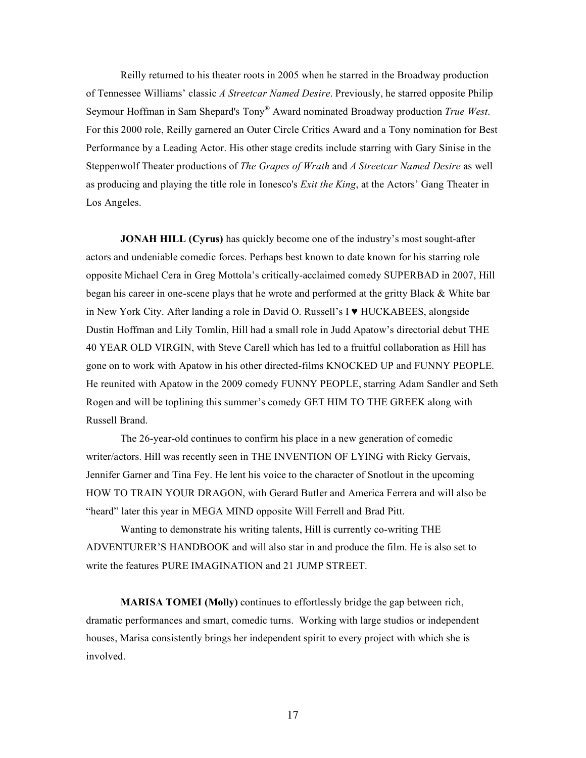Reilly returned to his theater roots in 2005 when he starred in the Broadway production of Tennessee Williams' classic *A Streetcar Named Desire*. Previously, he starred opposite Philip Seymour Hoffman in Sam Shepard's Tony® Award nominated Broadway production *True West*. For this 2000 role, Reilly garnered an Outer Circle Critics Award and a Tony nomination for Best Performance by a Leading Actor. His other stage credits include starring with Gary Sinise in the Steppenwolf Theater productions of *The Grapes of Wrath* and *A Streetcar Named Desire* as well as producing and playing the title role in Ionesco's *Exit the King*, at the Actors' Gang Theater in Los Angeles.

**JONAH HILL (Cyrus)** has quickly become one of the industry's most sought-after actors and undeniable comedic forces. Perhaps best known to date known for his starring role opposite Michael Cera in Greg Mottola's critically-acclaimed comedy SUPERBAD in 2007, Hill began his career in one-scene plays that he wrote and performed at the gritty Black & White bar in New York City. After landing a role in David O. Russell's I ♥ HUCKABEES, alongside Dustin Hoffman and Lily Tomlin, Hill had a small role in Judd Apatow's directorial debut THE 40 YEAR OLD VIRGIN, with Steve Carell which has led to a fruitful collaboration as Hill has gone on to work with Apatow in his other directed-films KNOCKED UP and FUNNY PEOPLE. He reunited with Apatow in the 2009 comedy FUNNY PEOPLE, starring Adam Sandler and Seth Rogen and will be toplining this summer's comedy GET HIM TO THE GREEK along with Russell Brand.

The 26-year-old continues to confirm his place in a new generation of comedic writer/actors. Hill was recently seen in THE INVENTION OF LYING with Ricky Gervais, Jennifer Garner and Tina Fey. He lent his voice to the character of Snotlout in the upcoming HOW TO TRAIN YOUR DRAGON, with Gerard Butler and America Ferrera and will also be "heard" later this year in MEGA MIND opposite Will Ferrell and Brad Pitt.

Wanting to demonstrate his writing talents, Hill is currently co-writing THE ADVENTURER'S HANDBOOK and will also star in and produce the film. He is also set to write the features PURE IMAGINATION and 21 JUMP STREET.

**MARISA TOMEI (Molly)** continues to effortlessly bridge the gap between rich, dramatic performances and smart, comedic turns. Working with large studios or independent houses, Marisa consistently brings her independent spirit to every project with which she is involved.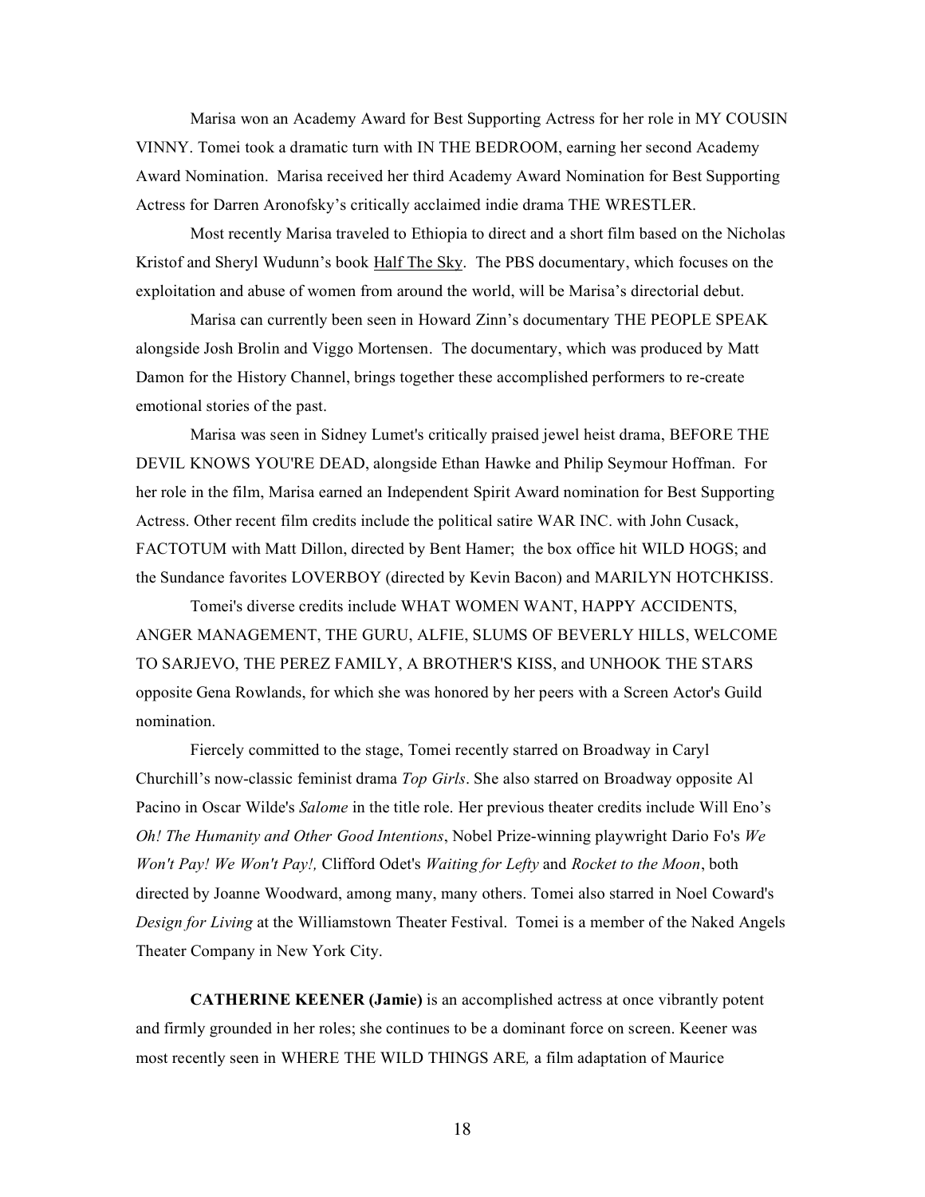Marisa won an Academy Award for Best Supporting Actress for her role in MY COUSIN VINNY. Tomei took a dramatic turn with IN THE BEDROOM, earning her second Academy Award Nomination. Marisa received her third Academy Award Nomination for Best Supporting Actress for Darren Aronofsky's critically acclaimed indie drama THE WRESTLER.

Most recently Marisa traveled to Ethiopia to direct and a short film based on the Nicholas Kristof and Sheryl Wudunn's book Half The Sky. The PBS documentary, which focuses on the exploitation and abuse of women from around the world, will be Marisa's directorial debut.

Marisa can currently been seen in Howard Zinn's documentary THE PEOPLE SPEAK alongside Josh Brolin and Viggo Mortensen. The documentary, which was produced by Matt Damon for the History Channel, brings together these accomplished performers to re-create emotional stories of the past.

Marisa was seen in Sidney Lumet's critically praised jewel heist drama, BEFORE THE DEVIL KNOWS YOU'RE DEAD, alongside Ethan Hawke and Philip Seymour Hoffman. For her role in the film, Marisa earned an Independent Spirit Award nomination for Best Supporting Actress. Other recent film credits include the political satire WAR INC. with John Cusack, FACTOTUM with Matt Dillon, directed by Bent Hamer; the box office hit WILD HOGS; and the Sundance favorites LOVERBOY (directed by Kevin Bacon) and MARILYN HOTCHKISS.

Tomei's diverse credits include WHAT WOMEN WANT, HAPPY ACCIDENTS, ANGER MANAGEMENT, THE GURU, ALFIE, SLUMS OF BEVERLY HILLS, WELCOME TO SARJEVO, THE PEREZ FAMILY, A BROTHER'S KISS, and UNHOOK THE STARS opposite Gena Rowlands, for which she was honored by her peers with a Screen Actor's Guild nomination.

Fiercely committed to the stage, Tomei recently starred on Broadway in Caryl Churchill's now-classic feminist drama *Top Girls*. She also starred on Broadway opposite Al Pacino in Oscar Wilde's *Salome* in the title role. Her previous theater credits include Will Eno's *Oh! The Humanity and Other Good Intentions*, Nobel Prize-winning playwright Dario Fo's *We Won't Pay! We Won't Pay!,* Clifford Odet's *Waiting for Lefty* and *Rocket to the Moon*, both directed by Joanne Woodward, among many, many others. Tomei also starred in Noel Coward's *Design for Living* at the Williamstown Theater Festival. Tomei is a member of the Naked Angels Theater Company in New York City.

**CATHERINE KEENER (Jamie)** is an accomplished actress at once vibrantly potent and firmly grounded in her roles; she continues to be a dominant force on screen. Keener was most recently seen in WHERE THE WILD THINGS ARE*,* a film adaptation of Maurice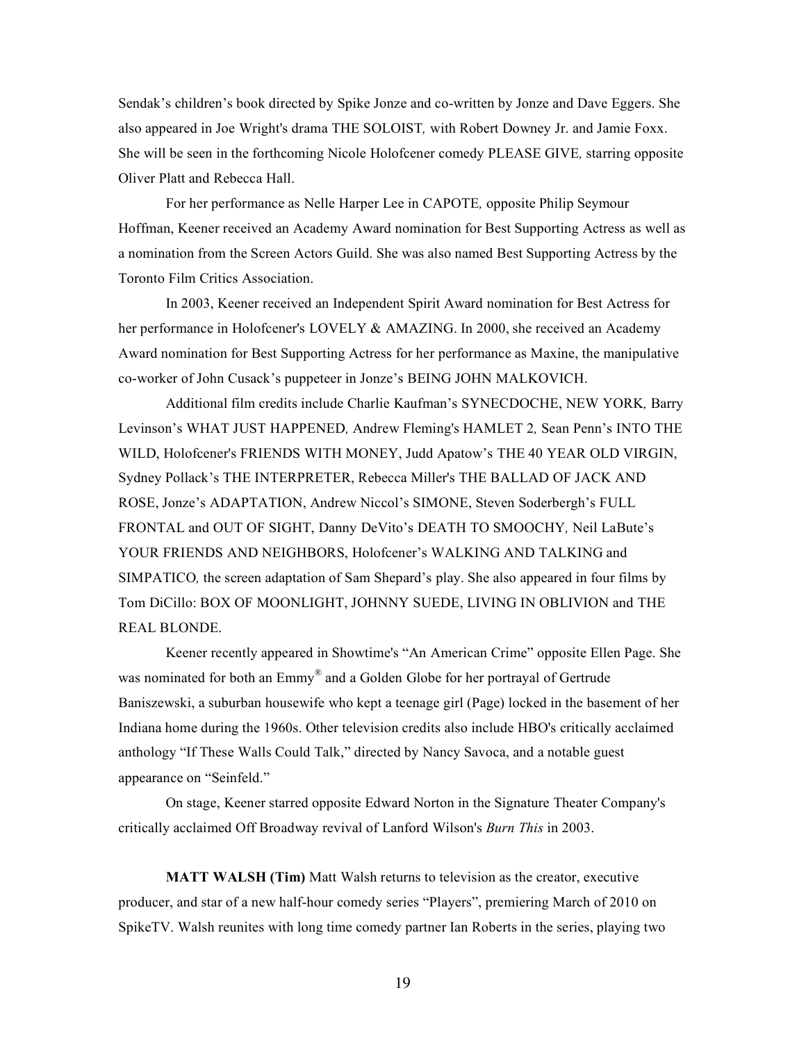Sendak's children's book directed by Spike Jonze and co-written by Jonze and Dave Eggers. She also appeared in Joe Wright's drama THE SOLOIST*,* with Robert Downey Jr. and Jamie Foxx. She will be seen in the forthcoming Nicole Holofcener comedy PLEASE GIVE*,* starring opposite Oliver Platt and Rebecca Hall.

For her performance as Nelle Harper Lee in CAPOTE*,* opposite Philip Seymour Hoffman, Keener received an Academy Award nomination for Best Supporting Actress as well as a nomination from the Screen Actors Guild. She was also named Best Supporting Actress by the Toronto Film Critics Association.

In 2003, Keener received an Independent Spirit Award nomination for Best Actress for her performance in Holofcener's LOVELY & AMAZING. In 2000, she received an Academy Award nomination for Best Supporting Actress for her performance as Maxine, the manipulative co-worker of John Cusack's puppeteer in Jonze's BEING JOHN MALKOVICH.

Additional film credits include Charlie Kaufman's SYNECDOCHE, NEW YORK*,* Barry Levinson's WHAT JUST HAPPENED*,* Andrew Fleming's HAMLET 2*,* Sean Penn's INTO THE WILD, Holofcener's FRIENDS WITH MONEY, Judd Apatow's THE 40 YEAR OLD VIRGIN, Sydney Pollack's THE INTERPRETER, Rebecca Miller's THE BALLAD OF JACK AND ROSE, Jonze's ADAPTATION, Andrew Niccol's SIMONE, Steven Soderbergh's FULL FRONTAL and OUT OF SIGHT, Danny DeVito's DEATH TO SMOOCHY*,* Neil LaBute's YOUR FRIENDS AND NEIGHBORS, Holofcener's WALKING AND TALKING and SIMPATICO*,* the screen adaptation of Sam Shepard's play. She also appeared in four films by Tom DiCillo: BOX OF MOONLIGHT, JOHNNY SUEDE, LIVING IN OBLIVION and THE REAL BLONDE.

Keener recently appeared in Showtime's "An American Crime" opposite Ellen Page. She was nominated for both an Emmy® and a Golden Globe for her portrayal of Gertrude Baniszewski, a suburban housewife who kept a teenage girl (Page) locked in the basement of her Indiana home during the 1960s. Other television credits also include HBO's critically acclaimed anthology "If These Walls Could Talk," directed by Nancy Savoca, and a notable guest appearance on "Seinfeld."

On stage, Keener starred opposite Edward Norton in the Signature Theater Company's critically acclaimed Off Broadway revival of Lanford Wilson's *Burn This* in 2003.

**MATT WALSH (Tim)** Matt Walsh returns to television as the creator, executive producer, and star of a new half-hour comedy series "Players", premiering March of 2010 on SpikeTV. Walsh reunites with long time comedy partner Ian Roberts in the series, playing two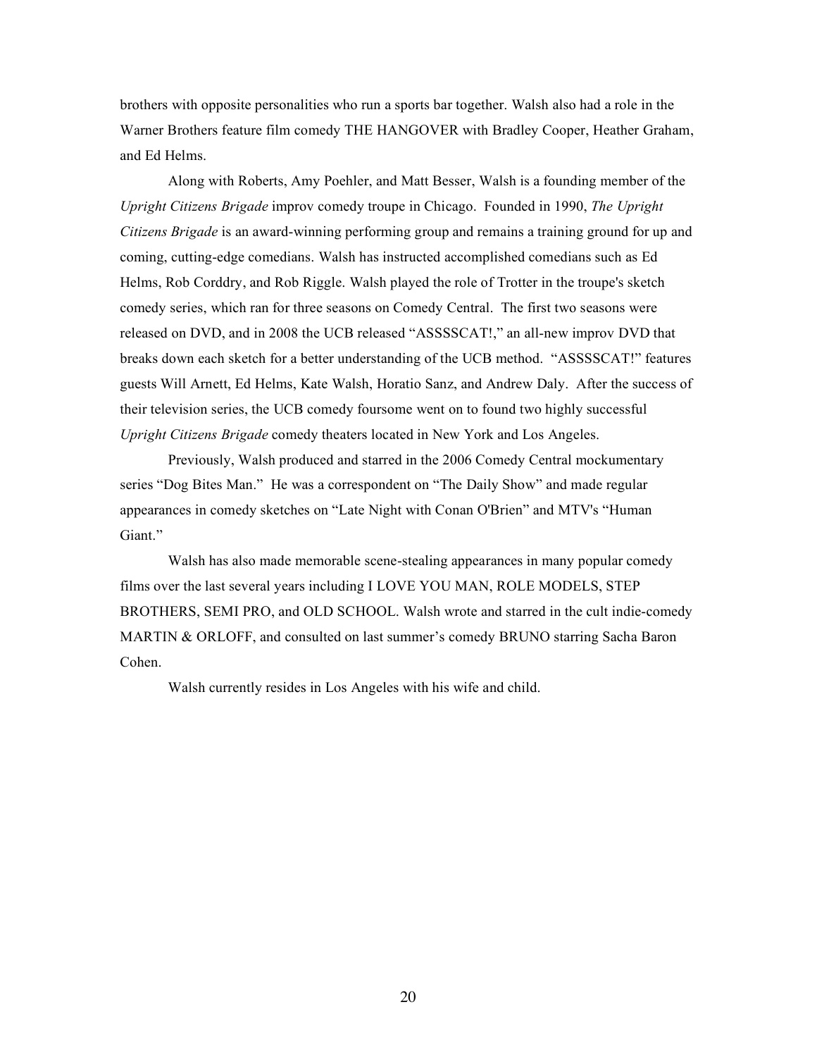brothers with opposite personalities who run a sports bar together. Walsh also had a role in the Warner Brothers feature film comedy THE HANGOVER with Bradley Cooper, Heather Graham, and Ed Helms.

Along with Roberts, Amy Poehler, and Matt Besser, Walsh is a founding member of the *Upright Citizens Brigade* improv comedy troupe in Chicago. Founded in 1990, *The Upright Citizens Brigade* is an award-winning performing group and remains a training ground for up and coming, cutting-edge comedians. Walsh has instructed accomplished comedians such as Ed Helms, Rob Corddry, and Rob Riggle. Walsh played the role of Trotter in the troupe's sketch comedy series, which ran for three seasons on Comedy Central. The first two seasons were released on DVD, and in 2008 the UCB released "ASSSSCAT!," an all-new improv DVD that breaks down each sketch for a better understanding of the UCB method. "ASSSSCAT!" features guests Will Arnett, Ed Helms, Kate Walsh, Horatio Sanz, and Andrew Daly. After the success of their television series, the UCB comedy foursome went on to found two highly successful *Upright Citizens Brigade* comedy theaters located in New York and Los Angeles.

Previously, Walsh produced and starred in the 2006 Comedy Central mockumentary series "Dog Bites Man." He was a correspondent on "The Daily Show" and made regular appearances in comedy sketches on "Late Night with Conan O'Brien" and MTV's "Human Giant."

Walsh has also made memorable scene-stealing appearances in many popular comedy films over the last several years including I LOVE YOU MAN, ROLE MODELS, STEP BROTHERS, SEMI PRO, and OLD SCHOOL. Walsh wrote and starred in the cult indie-comedy MARTIN & ORLOFF, and consulted on last summer's comedy BRUNO starring Sacha Baron Cohen.

Walsh currently resides in Los Angeles with his wife and child.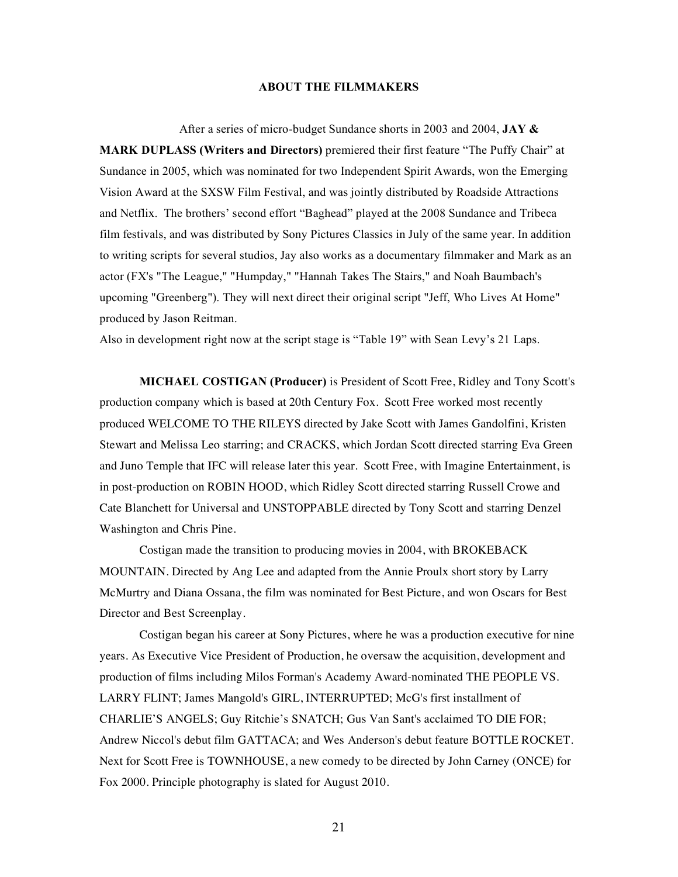## ABOUT THE FILMMAKERS

After a series of micro-budget Sundance shorts in 2003 and 2004, **JAY & MARK DUPLASS (Writers and Directors)** premiered their first feature "The Puffy Chair" at Sundance in 2005, which was nominated for two Independent Spirit Awards, won the Emerging Vision Award at the SXSW Film Festival, and was jointly distributed by Roadside Attractions and Netflix. The brothers' second effort "Baghead" played at the 2008 Sundance and Tribeca film festivals, and was distributed by Sony Pictures Classics in July of the same year. In addition to writing scripts for several studios, Jay also works as a documentary filmmaker and Mark as an actor (FX's "The League," "Humpday," "Hannah Takes The Stairs," and Noah Baumbach's upcoming "Greenberg"). They will next direct their original script "Jeff, Who Lives At Home" produced by Jason Reitman.
Also in development right now at the script stage is "Table 19" with Sean Levy's 21 Laps.

**MICHAEL COSTIGAN (Producer)** is President of Scott Free, Ridley and Tony Scott's production company which is based at 20th Century Fox. Scott Free worked most recently produced WELCOME TO THE RILEYS directed by Jake Scott with James Gandolfini, Kristen Stewart and Melissa Leo starring; and CRACKS, which Jordan Scott directed starring Eva Green and Juno Temple that IFC will release later this year. Scott Free, with Imagine Entertainment, is in post-production on ROBIN HOOD, which Ridley Scott directed starring Russell Crowe and Cate Blanchett for Universal and UNSTOPPABLE directed by Tony Scott and starring Denzel Washington and Chris Pine.

Costigan made the transition to producing movies in 2004, with BROKEBACK MOUNTAIN. Directed by Ang Lee and adapted from the Annie Proulx short story by Larry McMurtry and Diana Ossana, the film was nominated for Best Picture, and won Oscars for Best Director and Best Screenplay.

Costigan began his career at Sony Pictures, where he was a production executive for nine years. As Executive Vice President of Production, he oversaw the acquisition, development and production of films including Milos Forman's Academy Award-nominated THE PEOPLE VS. LARRY FLINT; James Mangold's GIRL, INTERRUPTED; McG's first installment of CHARLIE'S ANGELS; Guy Ritchie's SNATCH; Gus Van Sant's acclaimed TO DIE FOR; Andrew Niccol's debut film GATTACA; and Wes Anderson's debut feature BOTTLE ROCKET. Next for Scott Free is TOWNHOUSE, a new comedy to be directed by John Carney (ONCE) for Fox 2000. Principle photography is slated for August 2010.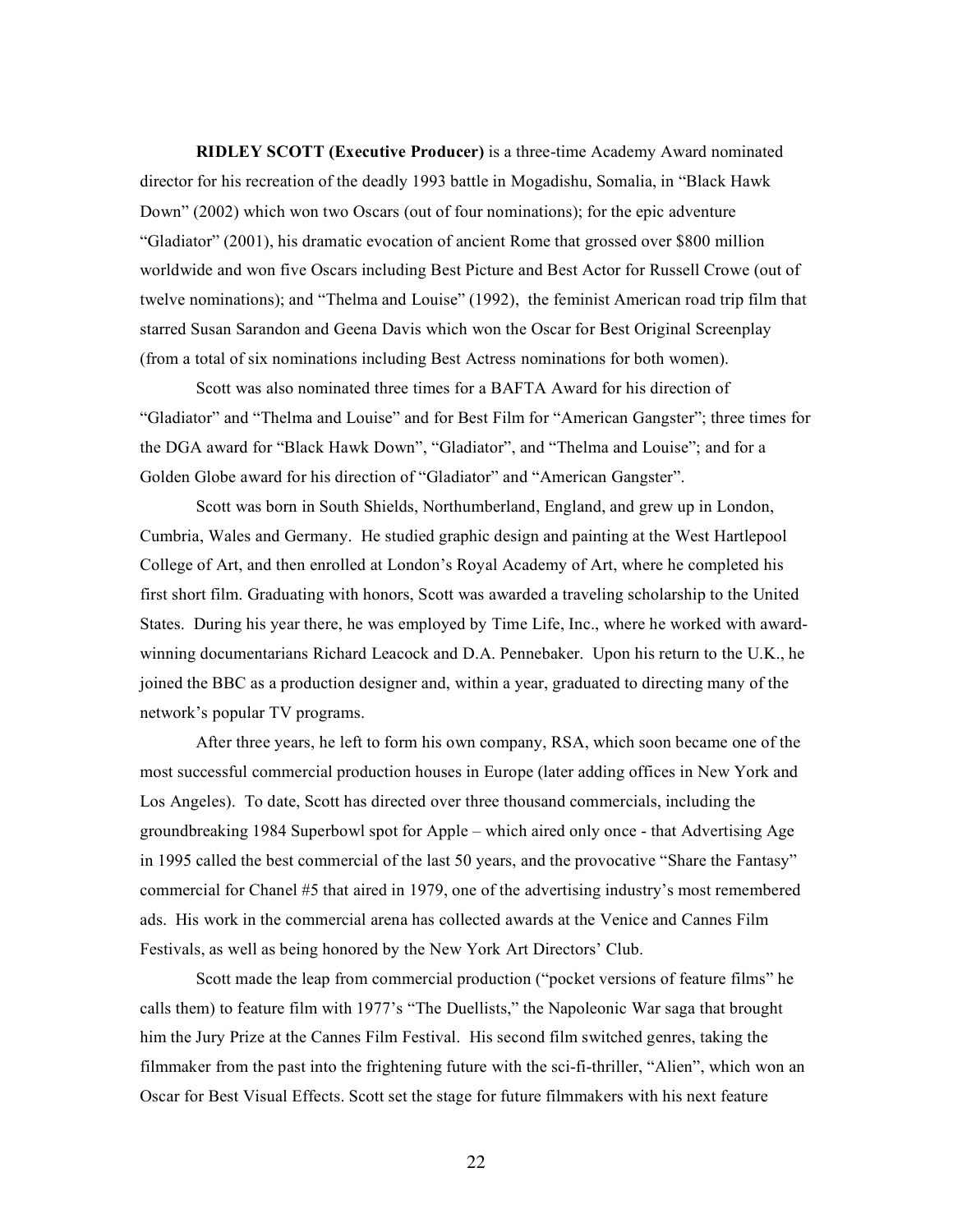**RIDLEY SCOTT (Executive Producer)** is a three-time Academy Award nominated director for his recreation of the deadly 1993 battle in Mogadishu, Somalia, in "Black Hawk Down" (2002) which won two Oscars (out of four nominations); for the epic adventure "Gladiator" (2001), his dramatic evocation of ancient Rome that grossed over $800 million worldwide and won five Oscars including Best Picture and Best Actor for Russell Crowe (out of twelve nominations); and "Thelma and Louise" (1992), the feminist American road trip film that starred Susan Sarandon and Geena Davis which won the Oscar for Best Original Screenplay (from a total of six nominations including Best Actress nominations for both women).

Scott was also nominated three times for a BAFTA Award for his direction of "Gladiator" and "Thelma and Louise" and for Best Film for "American Gangster"; three times for the DGA award for "Black Hawk Down", "Gladiator", and "Thelma and Louise"; and for a Golden Globe award for his direction of "Gladiator" and "American Gangster".

Scott was born in South Shields, Northumberland, England, and grew up in London, Cumbria, Wales and Germany. He studied graphic design and painting at the West Hartlepool College of Art, and then enrolled at London's Royal Academy of Art, where he completed his first short film. Graduating with honors, Scott was awarded a traveling scholarship to the United States. During his year there, he was employed by Time Life, Inc., where he worked with award-winning documentarians Richard Leacock and D.A. Pennebaker. Upon his return to the U.K., he joined the BBC as a production designer and, within a year, graduated to directing many of the network's popular TV programs.

After three years, he left to form his own company, RSA, which soon became one of the most successful commercial production houses in Europe (later adding offices in New York and Los Angeles). To date, Scott has directed over three thousand commercials, including the groundbreaking 1984 Superbowl spot for Apple – which aired only once - that Advertising Age in 1995 called the best commercial of the last 50 years, and the provocative "Share the Fantasy" commercial for Chanel #5 that aired in 1979, one of the advertising industry's most remembered ads. His work in the commercial arena has collected awards at the Venice and Cannes Film Festivals, as well as being honored by the New York Art Directors' Club.

Scott made the leap from commercial production ("pocket versions of feature films" he calls them) to feature film with 1977's "The Duellists," the Napoleonic War saga that brought him the Jury Prize at the Cannes Film Festival. His second film switched genres, taking the filmmaker from the past into the frightening future with the sci-fi-thriller, "Alien", which won an Oscar for Best Visual Effects. Scott set the stage for future filmmakers with his next feature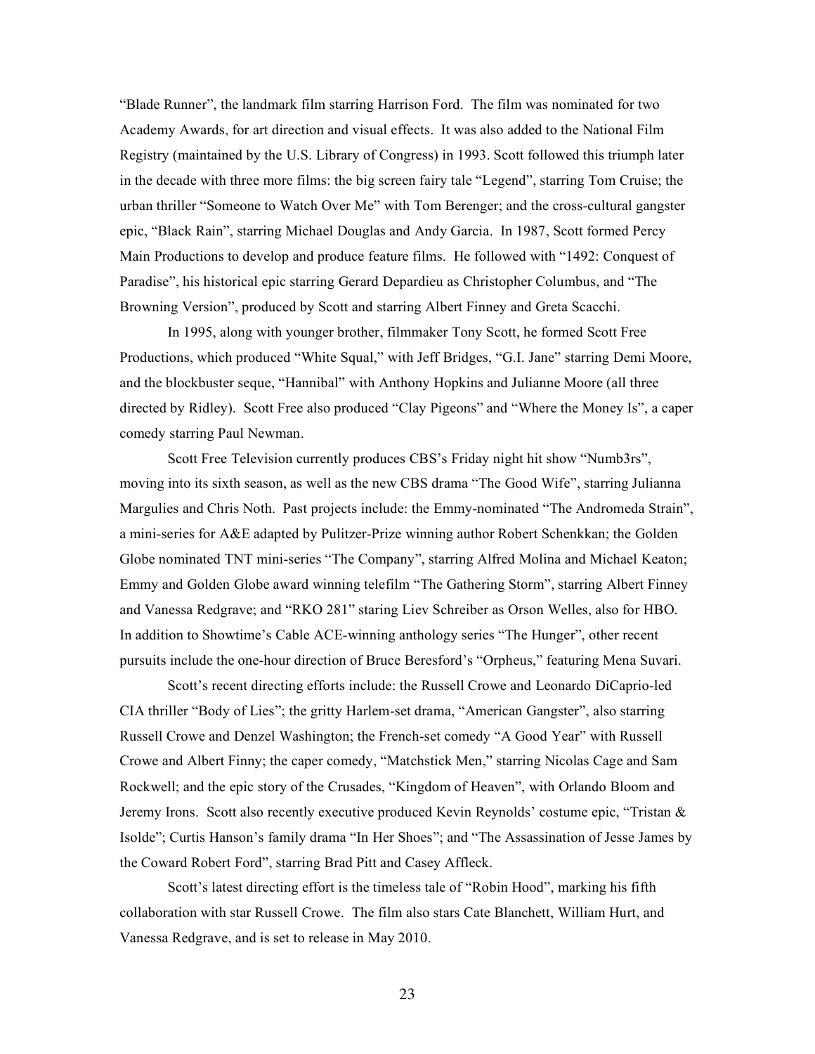"Blade Runner", the landmark film starring Harrison Ford. The film was nominated for two Academy Awards, for art direction and visual effects. It was also added to the National Film Registry (maintained by the U.S. Library of Congress) in 1993. Scott followed this triumph later in the decade with three more films: the big screen fairy tale "Legend", starring Tom Cruise; the urban thriller "Someone to Watch Over Me" with Tom Berenger; and the cross-cultural gangster epic, "Black Rain", starring Michael Douglas and Andy Garcia. In 1987, Scott formed Percy Main Productions to develop and produce feature films. He followed with "1492: Conquest of Paradise", his historical epic starring Gerard Depardieu as Christopher Columbus, and "The Browning Version", produced by Scott and starring Albert Finney and Greta Scacchi.

In 1995, along with younger brother, filmmaker Tony Scott, he formed Scott Free Productions, which produced "White Squal," with Jeff Bridges, "G.I. Jane" starring Demi Moore, and the blockbuster seque, "Hannibal" with Anthony Hopkins and Julianne Moore (all three directed by Ridley). Scott Free also produced "Clay Pigeons" and "Where the Money Is", a caper comedy starring Paul Newman.

Scott Free Television currently produces CBS's Friday night hit show "Numb3rs", moving into its sixth season, as well as the new CBS drama "The Good Wife", starring Julianna Margulies and Chris Noth. Past projects include: the Emmy-nominated "The Andromeda Strain", a mini-series for A&E adapted by Pulitzer-Prize winning author Robert Schenkkan; the Golden Globe nominated TNT mini-series "The Company", starring Alfred Molina and Michael Keaton; Emmy and Golden Globe award winning telefilm "The Gathering Storm", starring Albert Finney and Vanessa Redgrave; and "RKO 281" staring Liev Schreiber as Orson Welles, also for HBO. In addition to Showtime's Cable ACE-winning anthology series "The Hunger", other recent pursuits include the one-hour direction of Bruce Beresford's "Orpheus," featuring Mena Suvari.

Scott's recent directing efforts include: the Russell Crowe and Leonardo DiCaprio-led CIA thriller "Body of Lies"; the gritty Harlem-set drama, "American Gangster", also starring Russell Crowe and Denzel Washington; the French-set comedy "A Good Year" with Russell Crowe and Albert Finny; the caper comedy, "Matchstick Men," starring Nicolas Cage and Sam Rockwell; and the epic story of the Crusades, "Kingdom of Heaven", with Orlando Bloom and Jeremy Irons. Scott also recently executive produced Kevin Reynolds' costume epic, "Tristan & Isolde"; Curtis Hanson's family drama "In Her Shoes"; and "The Assassination of Jesse James by the Coward Robert Ford", starring Brad Pitt and Casey Affleck.

Scott's latest directing effort is the timeless tale of "Robin Hood", marking his fifth collaboration with star Russell Crowe. The film also stars Cate Blanchett, William Hurt, and Vanessa Redgrave, and is set to release in May 2010.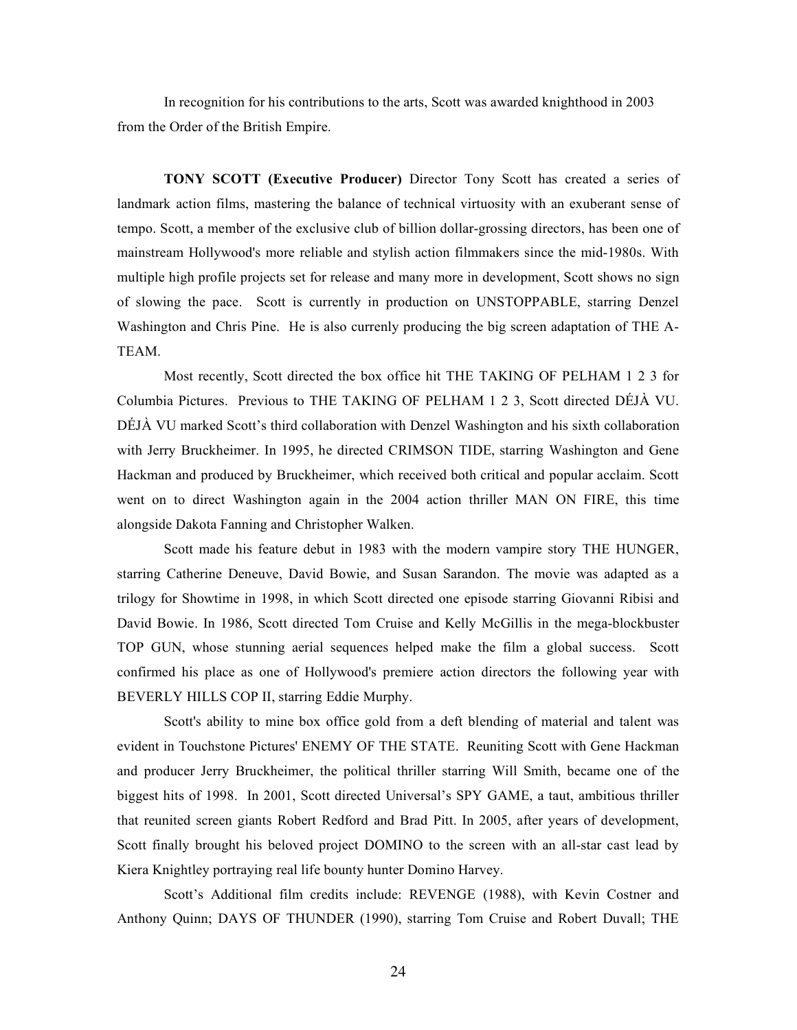In recognition for his contributions to the arts, Scott was awarded knighthood in 2003 from the Order of the British Empire.

**TONY SCOTT (Executive Producer)** Director Tony Scott has created a series of landmark action films, mastering the balance of technical virtuosity with an exuberant sense of tempo. Scott, a member of the exclusive club of billion dollar-grossing directors, has been one of mainstream Hollywood's more reliable and stylish action filmmakers since the mid-1980s. With multiple high profile projects set for release and many more in development, Scott shows no sign of slowing the pace. Scott is currently in production on UNSTOPPABLE, starring Denzel Washington and Chris Pine. He is also currenly producing the big screen adaptation of THE A-TEAM.

Most recently, Scott directed the box office hit THE TAKING OF PELHAM 1 2 3 for Columbia Pictures. Previous to THE TAKING OF PELHAM 1 2 3, Scott directed DÉJÀ VU. DÉJÀ VU marked Scott's third collaboration with Denzel Washington and his sixth collaboration with Jerry Bruckheimer. In 1995, he directed CRIMSON TIDE, starring Washington and Gene Hackman and produced by Bruckheimer, which received both critical and popular acclaim. Scott went on to direct Washington again in the 2004 action thriller MAN ON FIRE, this time alongside Dakota Fanning and Christopher Walken.

Scott made his feature debut in 1983 with the modern vampire story THE HUNGER, starring Catherine Deneuve, David Bowie, and Susan Sarandon. The movie was adapted as a trilogy for Showtime in 1998, in which Scott directed one episode starring Giovanni Ribisi and David Bowie. In 1986, Scott directed Tom Cruise and Kelly McGillis in the mega-blockbuster TOP GUN, whose stunning aerial sequences helped make the film a global success. Scott confirmed his place as one of Hollywood's premiere action directors the following year with BEVERLY HILLS COP II, starring Eddie Murphy.

Scott's ability to mine box office gold from a deft blending of material and talent was evident in Touchstone Pictures' ENEMY OF THE STATE. Reuniting Scott with Gene Hackman and producer Jerry Bruckheimer, the political thriller starring Will Smith, became one of the biggest hits of 1998. In 2001, Scott directed Universal's SPY GAME, a taut, ambitious thriller that reunited screen giants Robert Redford and Brad Pitt. In 2005, after years of development, Scott finally brought his beloved project DOMINO to the screen with an all-star cast lead by Kiera Knightley portraying real life bounty hunter Domino Harvey.

Scott's Additional film credits include: REVENGE (1988), with Kevin Costner and Anthony Quinn; DAYS OF THUNDER (1990), starring Tom Cruise and Robert Duvall; THE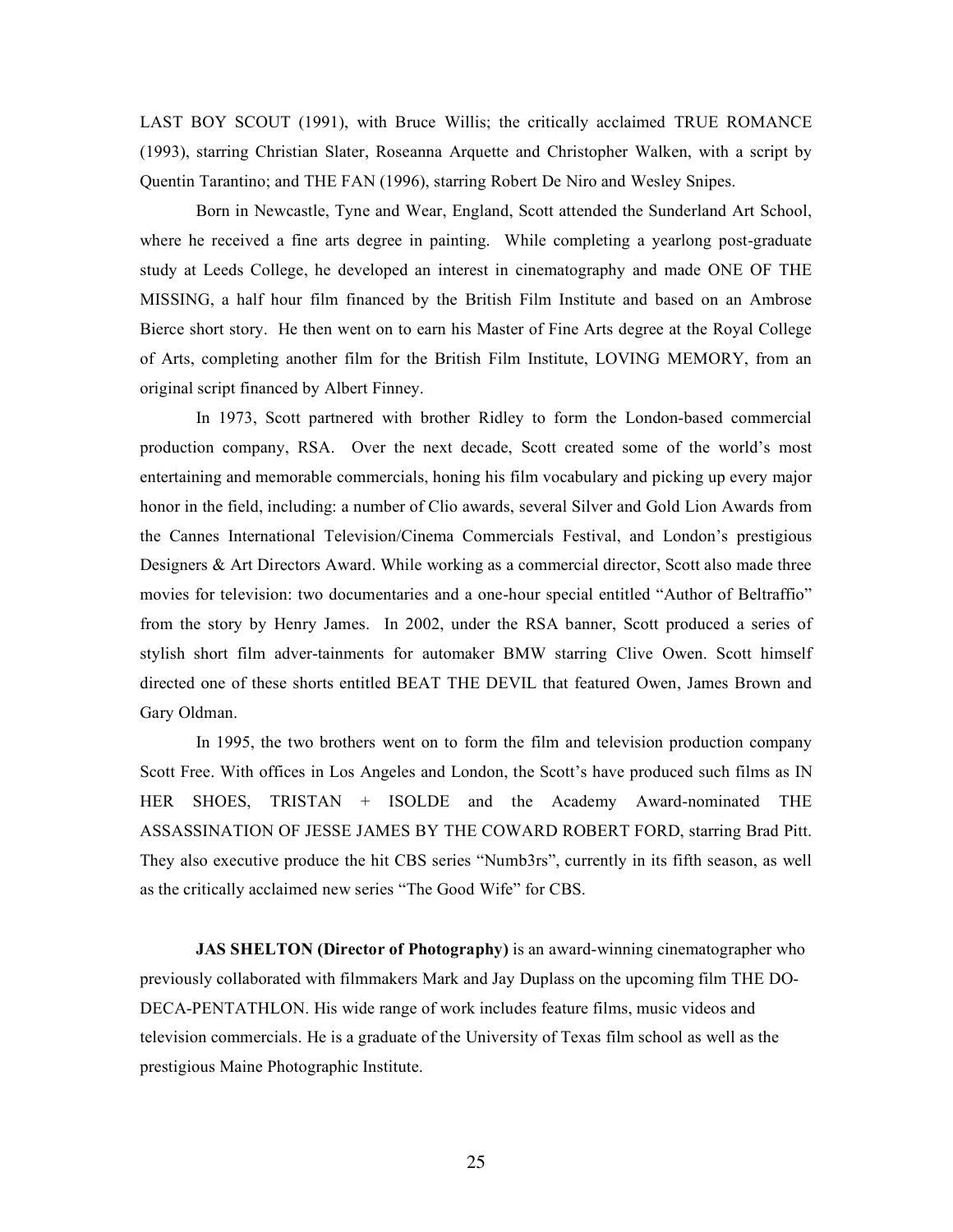LAST BOY SCOUT (1991), with Bruce Willis; the critically acclaimed TRUE ROMANCE (1993), starring Christian Slater, Roseanna Arquette and Christopher Walken, with a script by Quentin Tarantino; and THE FAN (1996), starring Robert De Niro and Wesley Snipes.

Born in Newcastle, Tyne and Wear, England, Scott attended the Sunderland Art School, where he received a fine arts degree in painting. While completing a yearlong post-graduate study at Leeds College, he developed an interest in cinematography and made ONE OF THE MISSING, a half hour film financed by the British Film Institute and based on an Ambrose Bierce short story. He then went on to earn his Master of Fine Arts degree at the Royal College of Arts, completing another film for the British Film Institute, LOVING MEMORY, from an original script financed by Albert Finney.

In 1973, Scott partnered with brother Ridley to form the London-based commercial production company, RSA. Over the next decade, Scott created some of the world's most entertaining and memorable commercials, honing his film vocabulary and picking up every major honor in the field, including: a number of Clio awards, several Silver and Gold Lion Awards from the Cannes International Television/Cinema Commercials Festival, and London's prestigious Designers & Art Directors Award. While working as a commercial director, Scott also made three movies for television: two documentaries and a one-hour special entitled "Author of Beltraffio" from the story by Henry James. In 2002, under the RSA banner, Scott produced a series of stylish short film adver-tainments for automaker BMW starring Clive Owen. Scott himself directed one of these shorts entitled BEAT THE DEVIL that featured Owen, James Brown and Gary Oldman.

In 1995, the two brothers went on to form the film and television production company Scott Free. With offices in Los Angeles and London, the Scott's have produced such films as IN HER SHOES, TRISTAN + ISOLDE and the Academy Award-nominated THE ASSASSINATION OF JESSE JAMES BY THE COWARD ROBERT FORD, starring Brad Pitt. They also executive produce the hit CBS series "Numb3rs", currently in its fifth season, as well as the critically acclaimed new series "The Good Wife" for CBS.

**JAS SHELTON (Director of Photography)** is an award-winning cinematographer who previously collaborated with filmmakers Mark and Jay Duplass on the upcoming film THE DO-DECA-PENTATHLON. His wide range of work includes feature films, music videos and television commercials. He is a graduate of the University of Texas film school as well as the prestigious Maine Photographic Institute.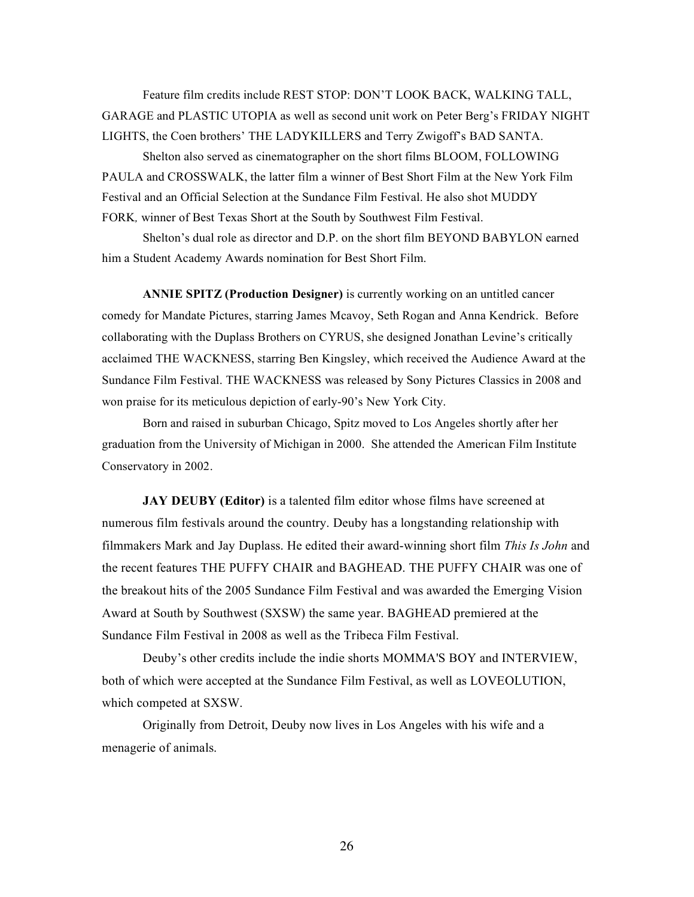Feature film credits include REST STOP: DON'T LOOK BACK, WALKING TALL, GARAGE and PLASTIC UTOPIA as well as second unit work on Peter Berg's FRIDAY NIGHT LIGHTS, the Coen brothers' THE LADYKILLERS and Terry Zwigoff's BAD SANTA.

Shelton also served as cinematographer on the short films BLOOM, FOLLOWING PAULA and CROSSWALK, the latter film a winner of Best Short Film at the New York Film Festival and an Official Selection at the Sundance Film Festival. He also shot MUDDY FORK*,* winner of Best Texas Short at the South by Southwest Film Festival.

Shelton's dual role as director and D.P. on the short film BEYOND BABYLON earned him a Student Academy Awards nomination for Best Short Film.

**ANNIE SPITZ (Production Designer)** is currently working on an untitled cancer comedy for Mandate Pictures, starring James Mcavoy, Seth Rogan and Anna Kendrick. Before collaborating with the Duplass Brothers on CYRUS, she designed Jonathan Levine's critically acclaimed THE WACKNESS, starring Ben Kingsley, which received the Audience Award at the Sundance Film Festival. THE WACKNESS was released by Sony Pictures Classics in 2008 and won praise for its meticulous depiction of early-90's New York City.

Born and raised in suburban Chicago, Spitz moved to Los Angeles shortly after her graduation from the University of Michigan in 2000. She attended the American Film Institute Conservatory in 2002.

**JAY DEUBY (Editor)** is a talented film editor whose films have screened at numerous film festivals around the country. Deuby has a longstanding relationship with filmmakers Mark and Jay Duplass. He edited their award-winning short film *This Is John* and the recent features THE PUFFY CHAIR and BAGHEAD. THE PUFFY CHAIR was one of the breakout hits of the 2005 Sundance Film Festival and was awarded the Emerging Vision Award at South by Southwest (SXSW) the same year. BAGHEAD premiered at the Sundance Film Festival in 2008 as well as the Tribeca Film Festival.

Deuby's other credits include the indie shorts MOMMA'S BOY and INTERVIEW, both of which were accepted at the Sundance Film Festival, as well as LOVEOLUTION, which competed at SXSW.

Originally from Detroit, Deuby now lives in Los Angeles with his wife and a menagerie of animals.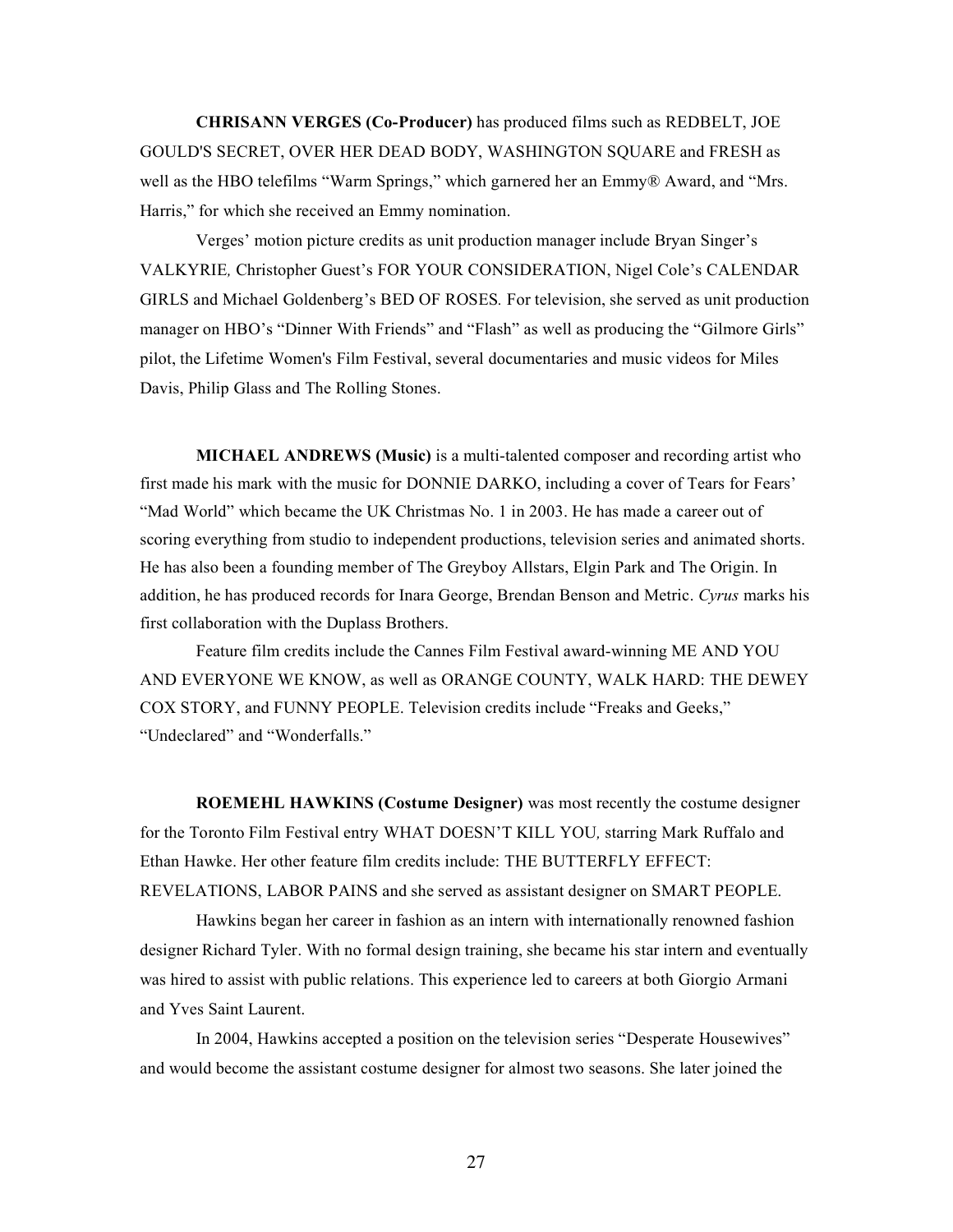**CHRISANN VERGES (Co-Producer)** has produced films such as REDBELT, JOE GOULD'S SECRET, OVER HER DEAD BODY, WASHINGTON SQUARE and FRESH as well as the HBO telefilms "Warm Springs," which garnered her an Emmy® Award, and "Mrs. Harris," for which she received an Emmy nomination.

Verges' motion picture credits as unit production manager include Bryan Singer's VALKYRIE*,* Christopher Guest's FOR YOUR CONSIDERATION, Nigel Cole's CALENDAR GIRLS and Michael Goldenberg's BED OF ROSES*.* For television, she served as unit production manager on HBO's "Dinner With Friends" and "Flash" as well as producing the "Gilmore Girls" pilot, the Lifetime Women's Film Festival, several documentaries and music videos for Miles Davis, Philip Glass and The Rolling Stones.

**MICHAEL ANDREWS (Music)** is a multi-talented composer and recording artist who first made his mark with the music for DONNIE DARKO, including a cover of Tears for Fears' "Mad World" which became the UK Christmas No. 1 in 2003. He has made a career out of scoring everything from studio to independent productions, television series and animated shorts. He has also been a founding member of The Greyboy Allstars, Elgin Park and The Origin. In addition, he has produced records for Inara George, Brendan Benson and Metric. *Cyrus* marks his first collaboration with the Duplass Brothers.

Feature film credits include the Cannes Film Festival award-winning ME AND YOU AND EVERYONE WE KNOW, as well as ORANGE COUNTY, WALK HARD: THE DEWEY COX STORY, and FUNNY PEOPLE. Television credits include "Freaks and Geeks," "Undeclared" and "Wonderfalls."

**ROEMEHL HAWKINS (Costume Designer)** was most recently the costume designer for the Toronto Film Festival entry WHAT DOESN'T KILL YOU*,* starring Mark Ruffalo and Ethan Hawke. Her other feature film credits include: THE BUTTERFLY EFFECT: REVELATIONS, LABOR PAINS and she served as assistant designer on SMART PEOPLE.

Hawkins began her career in fashion as an intern with internationally renowned fashion designer Richard Tyler. With no formal design training, she became his star intern and eventually was hired to assist with public relations. This experience led to careers at both Giorgio Armani and Yves Saint Laurent.

In 2004, Hawkins accepted a position on the television series "Desperate Housewives" and would become the assistant costume designer for almost two seasons. She later joined the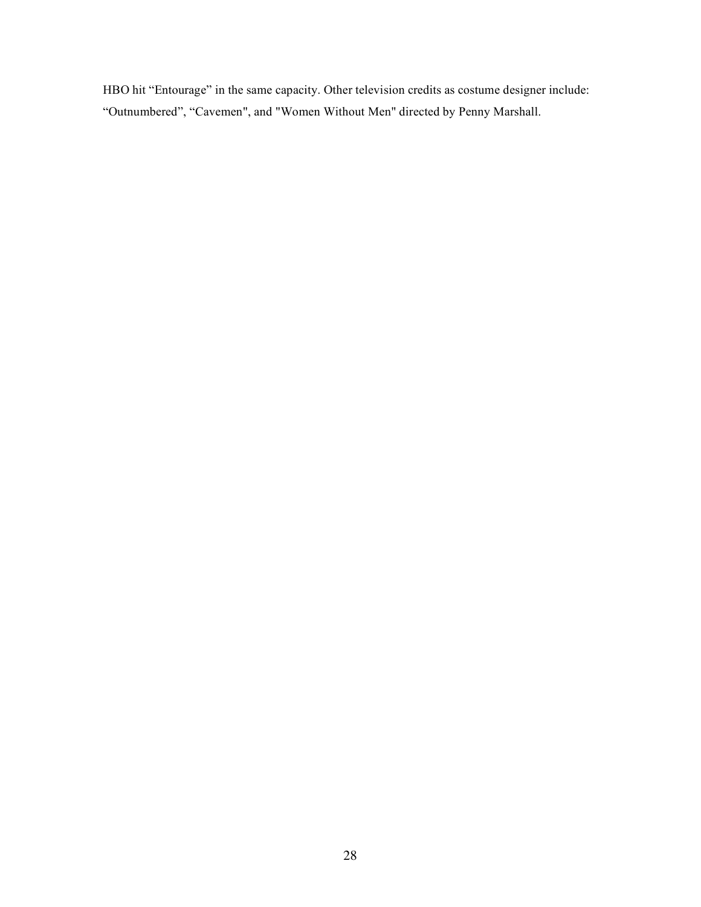HBO hit “Entourage” in the same capacity. Other television credits as costume designer include: “Outnumbered”, “Cavemen", and "Women Without Men" directed by Penny Marshall.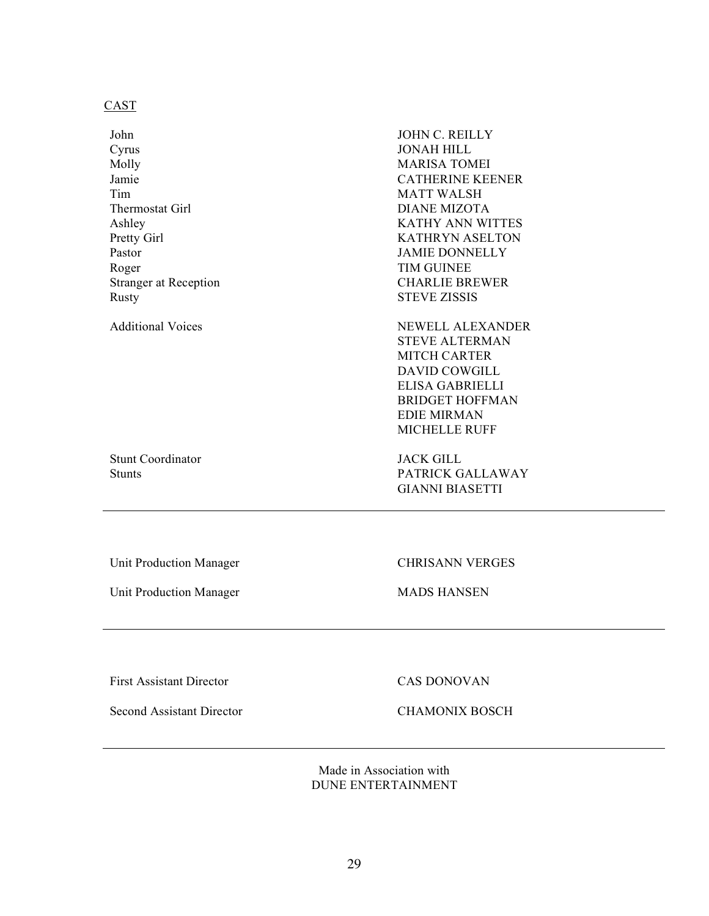CAST

| | |
|---|---|
| John | JOHN C. REILLY |
| Cyrus | JONAH HILL |
| Molly | MARISA TOMEI |
| Jamie | CATHERINE KEENER |
| Tim | MATT WALSH |
| Thermostat Girl | DIANE MIZOTA |
| Ashley | KATHY ANN WITTES |
| Pretty Girl | KATHRYN ASELTON |
| Pastor | JAMIE DONNELLY |
| Roger | TIM GUINEE |
| Stranger at Reception | CHARLIE BREWER |
| Rusty | STEVE ZISSIS |
| Additional Voices | NEWELL ALEXANDER |
| | STEVE ALTERMAN |
| | MITCH CARTER |
| | DAVID COWGILL |
| | ELISA GABRIELLI |
| | BRIDGET HOFFMAN |
| | EDIE MIRMAN |
| | MICHELLE RUFF |
| Stunt Coordinator | JACK GILL |
| Stunts | PATRICK GALLAWAY |
| | GIANNI BIASETTI |

---

| | |
|---|---|
| Unit Production Manager | CHRISANN VERGES |
| Unit Production Manager | MADS HANSEN |

---

| | |
|---|---|
| First Assistant Director | CAS DONOVAN |
| Second Assistant Director | CHAMONIX BOSCH |

---

Made in Association with
DUNE ENTERTAINMENT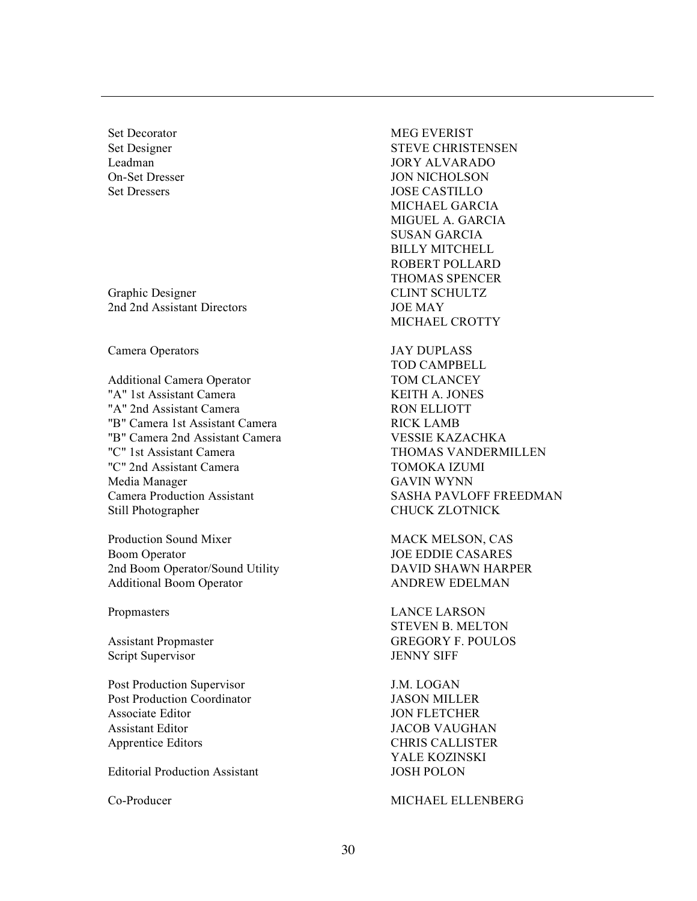| | |
|---|---|
| Set Decorator | MEG EVERIST |
| Set Designer | STEVE CHRISTENSEN |
| Leadman | JORY ALVARADO |
| On-Set Dresser | JON NICHOLSON |
| Set Dressers | JOSE CASTILLO |
| | MICHAEL GARCIA |
| | MIGUEL A. GARCIA |
| | SUSAN GARCIA |
| | BILLY MITCHELL |
| | ROBERT POLLARD |
| | THOMAS SPENCER |
| Graphic Designer | CLINT SCHULTZ |
| 2nd 2nd Assistant Directors | JOE MAY |
| | MICHAEL CROTTY |
| | |
| Camera Operators | JAY DUPLASS |
| | TOD CAMPBELL |
| Additional Camera Operator | TOM CLANCEY |
| "A" 1st Assistant Camera | KEITH A. JONES |
| "A" 2nd Assistant Camera | RON ELLIOTT |
| "B" Camera 1st Assistant Camera | RICK LAMB |
| "B" Camera 2nd Assistant Camera | VESSIE KAZACHKA |
| "C" 1st Assistant Camera | THOMAS VANDERMILLEN |
| "C" 2nd Assistant Camera | TOMOKA IZUMI |
| Media Manager | GAVIN WYNN |
| Camera Production Assistant | SASHA PAVLOFF FREEDMAN |
| Still Photographer | CHUCK ZLOTNICK |
| | |
| Production Sound Mixer | MACK MELSON, CAS |
| Boom Operator | JOE EDDIE CASARES |
| 2nd Boom Operator/Sound Utility | DAVID SHAWN HARPER |
| Additional Boom Operator | ANDREW EDELMAN |
| | |
| Propmasters | LANCE LARSON |
| | STEVEN B. MELTON |
| Assistant Propmaster | GREGORY F. POULOS |
| Script Supervisor | JENNY SIFF |
| | |
| Post Production Supervisor | J.M. LOGAN |
| Post Production Coordinator | JASON MILLER |
| Associate Editor | JON FLETCHER |
| Assistant Editor | JACOB VAUGHAN |
| Apprentice Editors | CHRIS CALLISTER |
| | YALE KOZINSKI |
| Editorial Production Assistant | JOSH POLON |
| | |
| Co-Producer | MICHAEL ELLENBERG |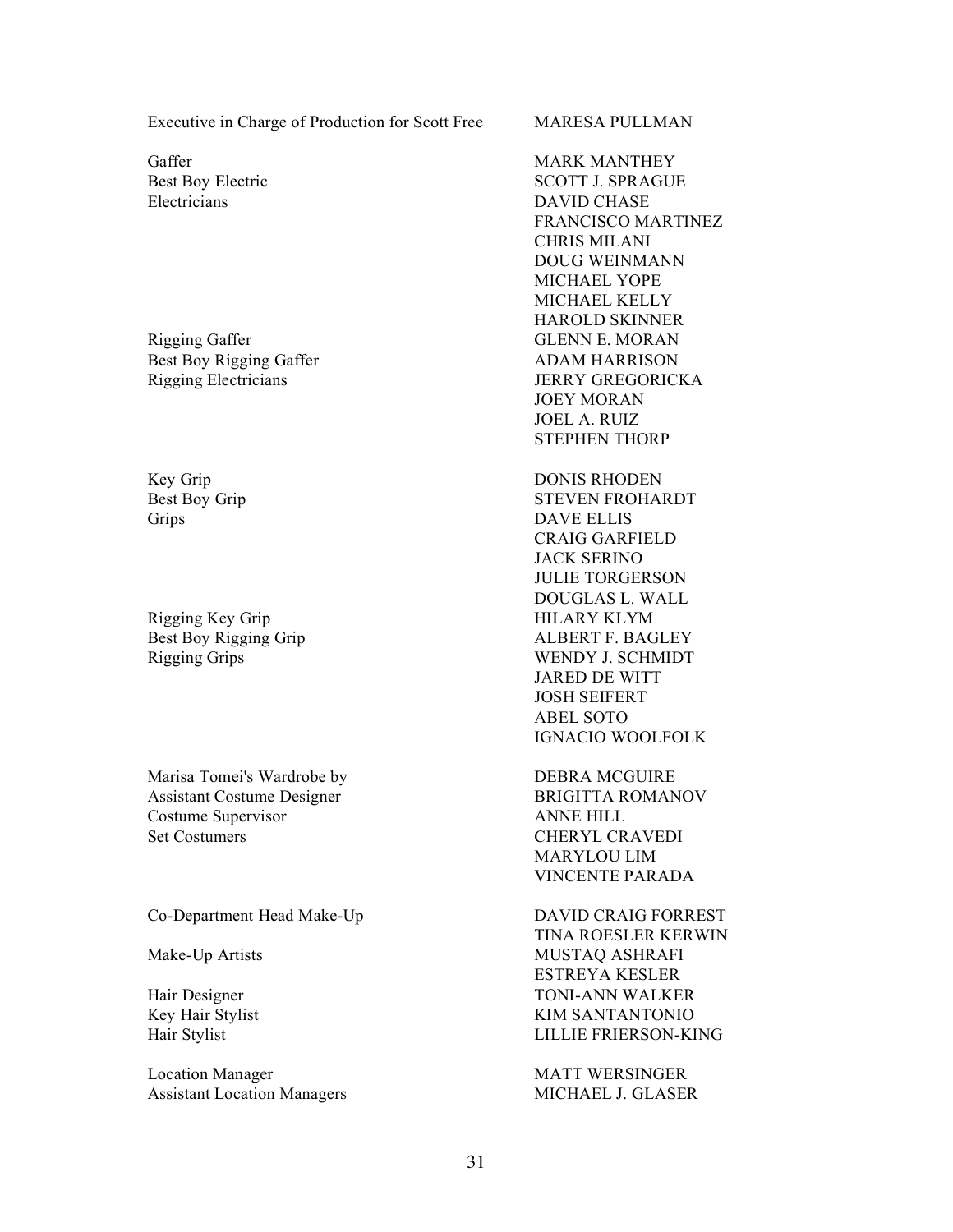| | |
|---|---|
| Executive in Charge of Production for Scott Free | MARESA PULLMAN |
| | |
| Gaffer | MARK MANTHEY |
| Best Boy Electric | SCOTT J. SPRAGUE |
| Electricians | DAVID CHASE |
| | FRANCISCO MARTINEZ |
| | CHRIS MILANI |
| | DOUG WEINMANN |
| | MICHAEL YOPE |
| | MICHAEL KELLY |
| | HAROLD SKINNER |
| Rigging Gaffer | GLENN E. MORAN |
| Best Boy Rigging Gaffer | ADAM HARRISON |
| Rigging Electricians | JERRY GREGORICKA |
| | JOEY MORAN |
| | JOEL A. RUIZ |
| | STEPHEN THORP |
| | |
| Key Grip | DONIS RHODEN |
| Best Boy Grip | STEVEN FROHARDT |
| Grips | DAVE ELLIS |
| | CRAIG GARFIELD |
| | JACK SERINO |
| | JULIE TORGERSON |
| | DOUGLAS L. WALL |
| Rigging Key Grip | HILARY KLYM |
| Best Boy Rigging Grip | ALBERT F. BAGLEY |
| Rigging Grips | WENDY J. SCHMIDT |
| | JARED DE WITT |
| | JOSH SEIFERT |
| | ABEL SOTO |
| | IGNACIO WOOLFOLK |
| | |
| Marisa Tomei's Wardrobe by | DEBRA MCGUIRE |
| Assistant Costume Designer | BRIGITTA ROMANOV |
| Costume Supervisor | ANNE HILL |
| Set Costumers | CHERYL CRAVEDI |
| | MARYLOU LIM |
| | VINCENTE PARADA |
| | |
| Co-Department Head Make-Up | DAVID CRAIG FORREST |
| | TINA ROESLER KERWIN |
| Make-Up Artists | MUSTAQ ASHRAFI |
| | ESTREYA KESLER |
| Hair Designer | TONI-ANN WALKER |
| Key Hair Stylist | KIM SANTANTONIO |
| Hair Stylist | LILLIE FRIERSON-KING |
| | |
| Location Manager | MATT WERSINGER |
| Assistant Location Managers | MICHAEL J. GLASER |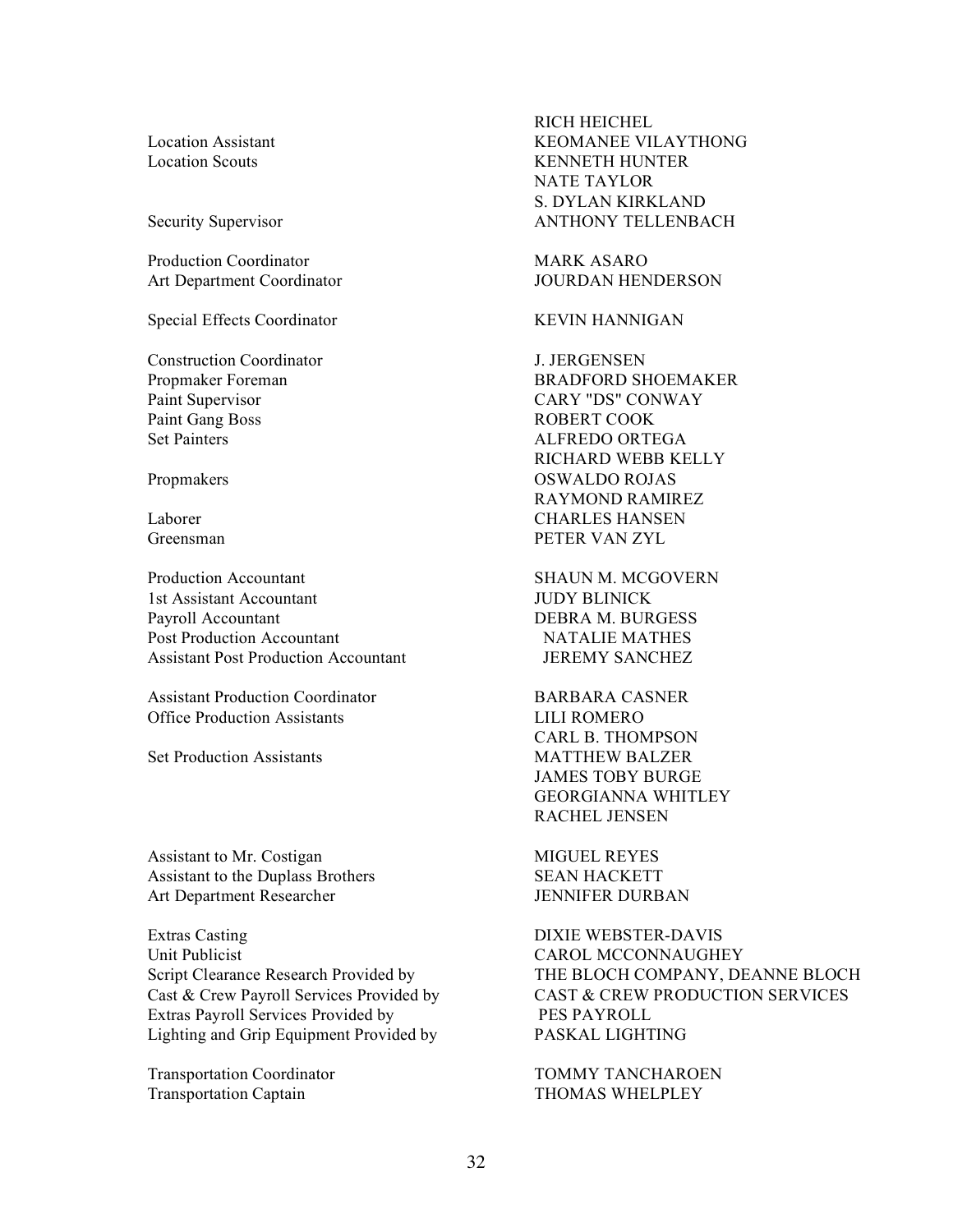| | |
|---|---|
| | RICH HEICHEL |
| Location Assistant | KEOMANEE VILAYTHONG |
| Location Scouts | KENNETH HUNTER |
| | NATE TAYLOR |
| | S. DYLAN KIRKLAND |
| Security Supervisor | ANTHONY TELLENBACH |
| | |
| Production Coordinator | MARK ASARO |
| Art Department Coordinator | JOURDAN HENDERSON |
| | |
| Special Effects Coordinator | KEVIN HANNIGAN |
| | |
| Construction Coordinator | J. JERGENSEN |
| Propmaker Foreman | BRADFORD SHOEMAKER |
| Paint Supervisor | CARY "DS" CONWAY |
| Paint Gang Boss | ROBERT COOK |
| Set Painters | ALFREDO ORTEGA |
| | RICHARD WEBB KELLY |
| Propmakers | OSWALDO ROJAS |
| | RAYMOND RAMIREZ |
| Laborer | CHARLES HANSEN |
| Greensman | PETER VAN ZYL |
| | |
| Production Accountant | SHAUN M. MCGOVERN |
| 1st Assistant Accountant | JUDY BLINICK |
| Payroll Accountant | DEBRA M. BURGESS |
| Post Production Accountant | NATALIE MATHES |
| Assistant Post Production Accountant | JEREMY SANCHEZ |
| | |
| Assistant Production Coordinator | BARBARA CASNER |
| Office Production Assistants | LILI ROMERO |
| | CARL B. THOMPSON |
| Set Production Assistants | MATTHEW BALZER |
| | JAMES TOBY BURGE |
| | GEORGIANNA WHITLEY |
| | RACHEL JENSEN |
| | |
| Assistant to Mr. Costigan | MIGUEL REYES |
| Assistant to the Duplass Brothers | SEAN HACKETT |
| Art Department Researcher | JENNIFER DURBAN |
| | |
| Extras Casting | DIXIE WEBSTER-DAVIS |
| Unit Publicist | CAROL MCCONNAUGHEY |
| Script Clearance Research Provided by | THE BLOCH COMPANY, DEANNE BLOCH |
| Cast & Crew Payroll Services Provided by | CAST & CREW PRODUCTION SERVICES |
| Extras Payroll Services Provided by | PES PAYROLL |
| Lighting and Grip Equipment Provided by | PASKAL LIGHTING |
| | |
| Transportation Coordinator | TOMMY TANCHAROEN |
| Transportation Captain | THOMAS WHELPLEY |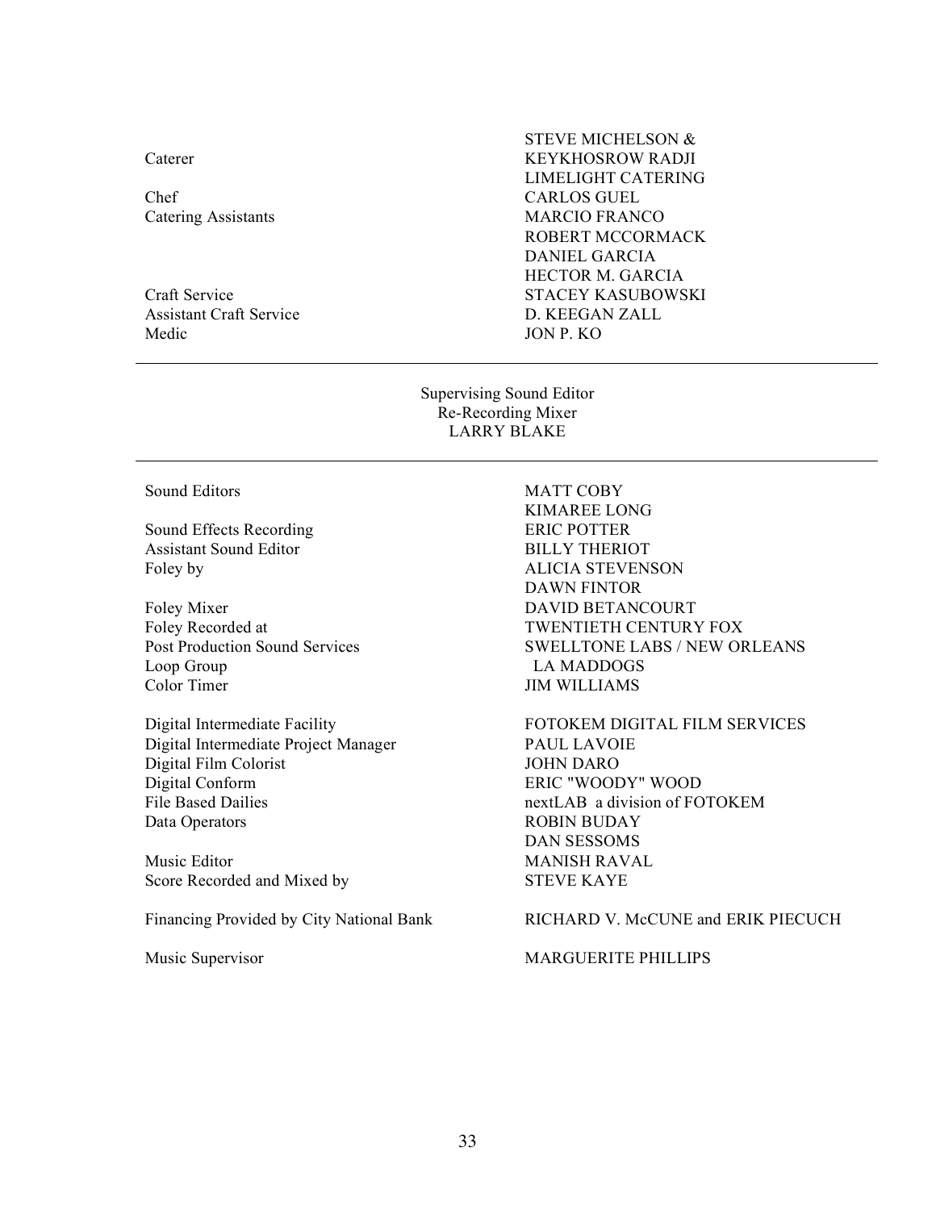| | |
|---|---|
| Caterer | STEVE MICHELSON & KEYKHOSROW RADJI LIMELIGHT CATERING |
| Chef | CARLOS GUEL |
| Catering Assistants | MARCIO FRANCO |
| | ROBERT MCCORMACK |
| | DANIEL GARCIA |
| | HECTOR M. GARCIA |
| Craft Service | STACEY KASUBOWSKI |
| Assistant Craft Service | D. KEEGAN ZALL |
| Medic | JON P. KO |

---

Supervising Sound Editor
Re-Recording Mixer
LARRY BLAKE

---

| | |
|---|---|
| Sound Editors | MATT COBY |
| | KIMAREE LONG |
| Sound Effects Recording | ERIC POTTER |
| Assistant Sound Editor | BILLY THERIOT |
| Foley by | ALICIA STEVENSON |
| | DAWN FINTOR |
| Foley Mixer | DAVID BETANCOURT |
| Foley Recorded at | TWENTIETH CENTURY FOX |
| Post Production Sound Services | SWELLTONE LABS / NEW ORLEANS |
| Loop Group | LA MADDOGS |
| Color Timer | JIM WILLIAMS |
| Digital Intermediate Facility | FOTOKEM DIGITAL FILM SERVICES |
| Digital Intermediate Project Manager | PAUL LAVOIE |
| Digital Film Colorist | JOHN DARO |
| Digital Conform | ERIC "WOODY" WOOD |
| File Based Dailies | nextLAB a division of FOTOKEM |
| Data Operators | ROBIN BUDAY |
| | DAN SESSOMS |
| Music Editor | MANISH RAVAL |
| Score Recorded and Mixed by | STEVE KAYE |
| Financing Provided by City National Bank | RICHARD V. McCUNE and ERIK PIECUCH |
| Music Supervisor | MARGUERITE PHILLIPS |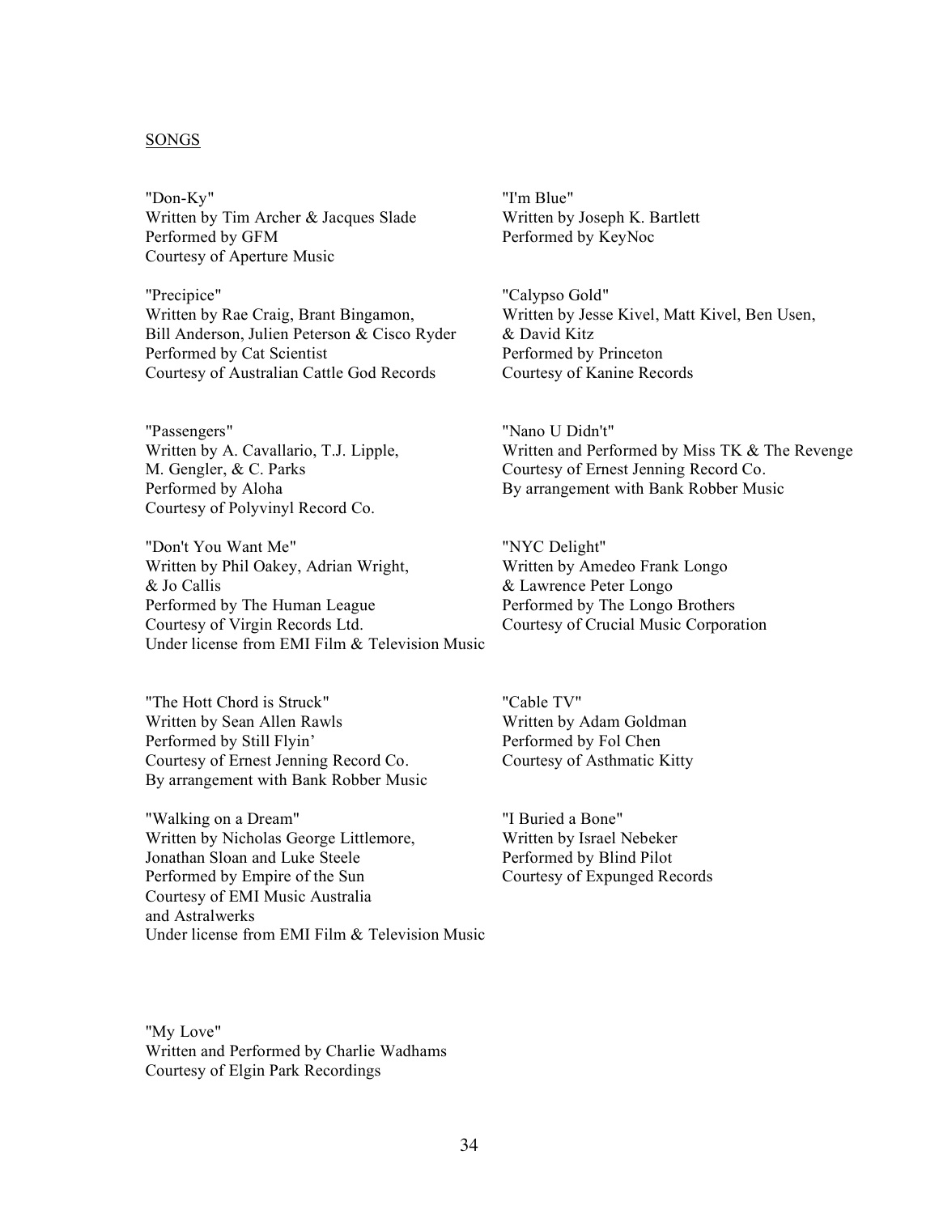<u>SONGS</u>

"Don-Ky"
Written by Tim Archer & Jacques Slade
Performed by GFM
Courtesy of Aperture Music

"Precipice"
Written by Rae Craig, Brant Bingamon,
Bill Anderson, Julien Peterson & Cisco Ryder
Performed by Cat Scientist
Courtesy of Australian Cattle God Records

"Passengers"
Written by A. Cavallario, T.J. Lipple,
M. Gengler, & C. Parks
Performed by Aloha
Courtesy of Polyvinyl Record Co.

"Don't You Want Me"
Written by Phil Oakey, Adrian Wright,
& Jo Callis
Performed by The Human League
Courtesy of Virgin Records Ltd.
Under license from EMI Film & Television Music

"The Hott Chord is Struck"
Written by Sean Allen Rawls
Performed by Still Flyin'
Courtesy of Ernest Jenning Record Co.
By arrangement with Bank Robber Music

"Walking on a Dream"
Written by Nicholas George Littlemore,
Jonathan Sloan and Luke Steele
Performed by Empire of the Sun
Courtesy of EMI Music Australia
and Astralwerks
Under license from EMI Film & Television Music

"I'm Blue"
Written by Joseph K. Bartlett
Performed by KeyNoc

"Calypso Gold"
Written by Jesse Kivel, Matt Kivel, Ben Usen,
& David Kitz
Performed by Princeton
Courtesy of Kanine Records

"Nano U Didn't"
Written and Performed by Miss TK & The Revenge
Courtesy of Ernest Jenning Record Co.
By arrangement with Bank Robber Music

"NYC Delight"
Written by Amedeo Frank Longo
& Lawrence Peter Longo
Performed by The Longo Brothers
Courtesy of Crucial Music Corporation

"Cable TV"
Written by Adam Goldman
Performed by Fol Chen
Courtesy of Asthmatic Kitty

"I Buried a Bone"
Written by Israel Nebeker
Performed by Blind Pilot
Courtesy of Expunged Records

"My Love"
Written and Performed by Charlie Wadhams
Courtesy of Elgin Park Recordings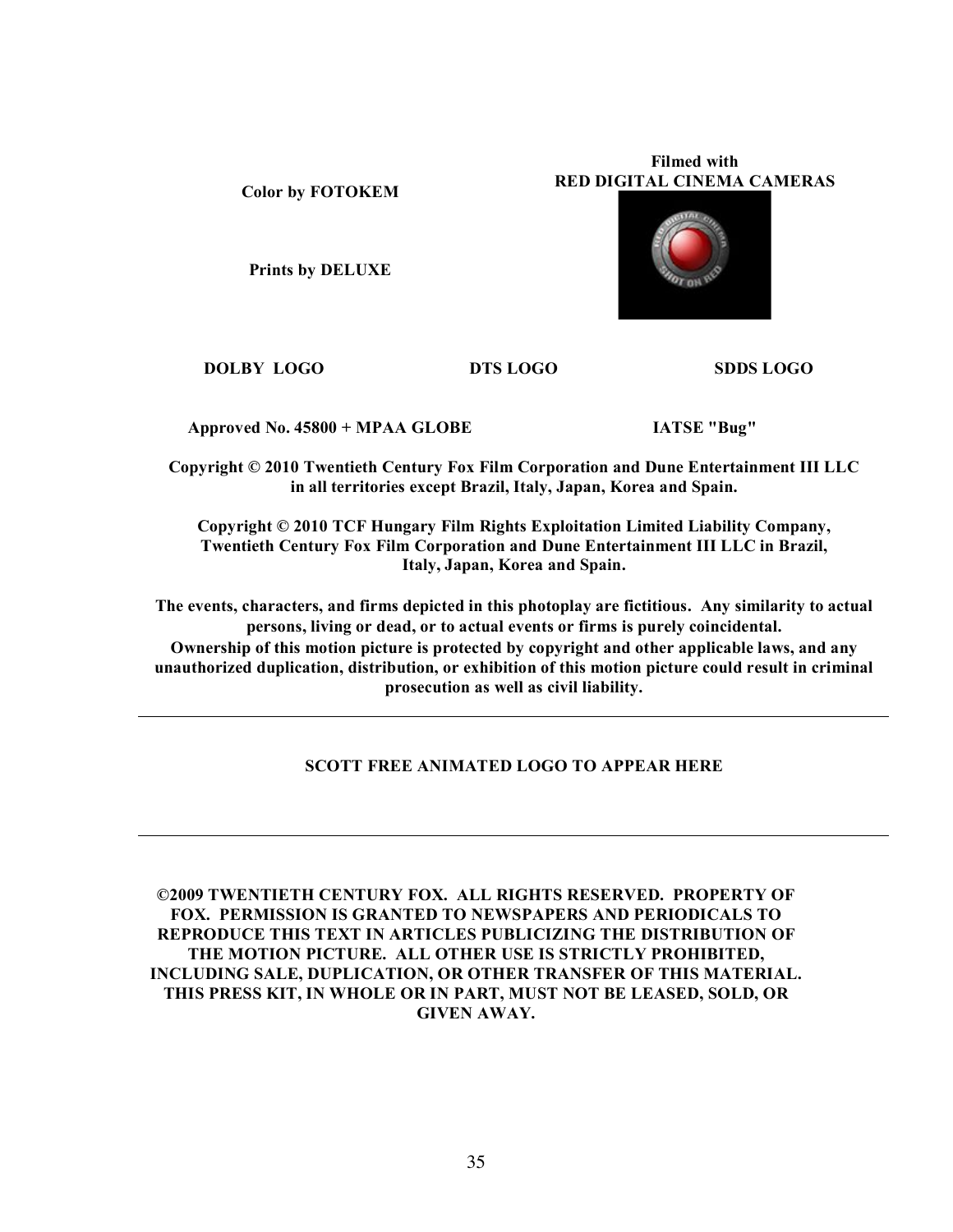**Color by FOTOKEM**

**Filmed with**
**RED DIGITAL CINEMA CAMERAS**

**Prints by DELUXE**

**DOLBY LOGO** **DTS LOGO** **SDDS LOGO**

**Approved No. 45800 + MPAA GLOBE** **IATSE "Bug"**

**Copyright © 2010 Twentieth Century Fox Film Corporation and Dune Entertainment III LLC in all territories except Brazil, Italy, Japan, Korea and Spain.**

**Copyright © 2010 TCF Hungary Film Rights Exploitation Limited Liability Company, Twentieth Century Fox Film Corporation and Dune Entertainment III LLC in Brazil, Italy, Japan, Korea and Spain.**

**The events, characters, and firms depicted in this photoplay are fictitious. Any similarity to actual persons, living or dead, or to actual events or firms is purely coincidental.**
**Ownership of this motion picture is protected by copyright and other applicable laws, and any unauthorized duplication, distribution, or exhibition of this motion picture could result in criminal prosecution as well as civil liability.**

---

**SCOTT FREE ANIMATED LOGO TO APPEAR HERE**

---

**©2009 TWENTIETH CENTURY FOX. ALL RIGHTS RESERVED. PROPERTY OF FOX. PERMISSION IS GRANTED TO NEWSPAPERS AND PERIODICALS TO REPRODUCE THIS TEXT IN ARTICLES PUBLICIZING THE DISTRIBUTION OF THE MOTION PICTURE. ALL OTHER USE IS STRICTLY PROHIBITED, INCLUDING SALE, DUPLICATION, OR OTHER TRANSFER OF THIS MATERIAL. THIS PRESS KIT, IN WHOLE OR IN PART, MUST NOT BE LEASED, SOLD, OR GIVEN AWAY.**